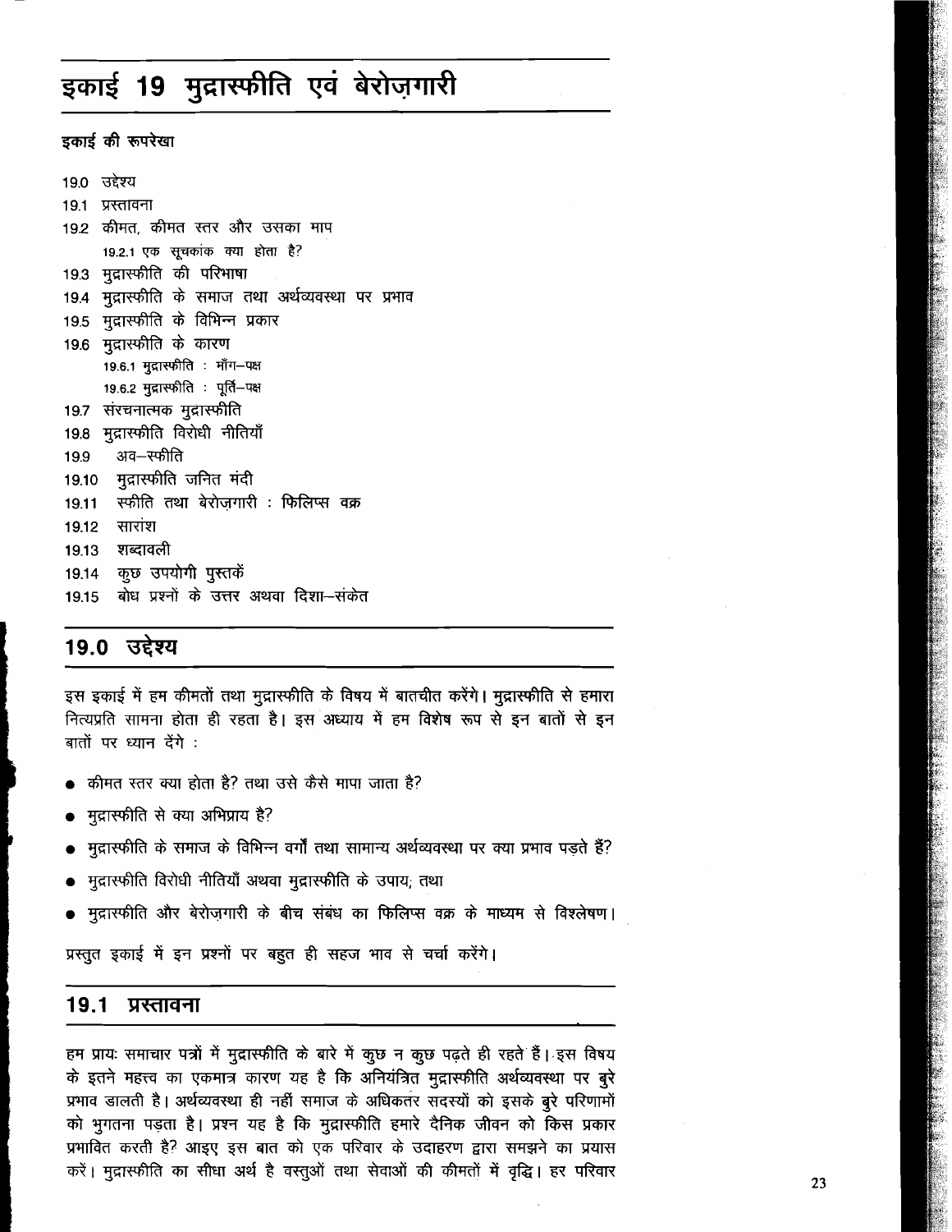# इकाई 19 मुद्रास्फीति एवं बेरोज़गारी

**इकाई की रूपरेखा**

19.0 उद्देश्य
19.1 प्रस्तावना
19.2 कीमत, कीमत स्तर और उसका माप
  19.2.1 एक सूचकांक क्या होता है?
19.3 मुद्रास्फीति की परिभाषा
19.4 मुद्रास्फीति के समाज तथा अर्थव्यवस्था पर प्रभाव
19.5 मुद्रास्फीति के विभिन्न प्रकार
19.6 मुद्रास्फीति के कारण
  19.6.1 मुद्रास्फीति : माँग–पक्ष
  19.6.2 मुद्रास्फीति : पूर्ति–पक्ष
19.7 संरचनात्मक मुद्रास्फीति
19.8 मुद्रास्फीति विरोधी नीतियाँ
19.9 अव–स्फीति
19.10 मुद्रास्फीति जनित मंदी
19.11 स्फीति तथा बेरोज़गारी : फिलिप्स वक्र
19.12 सारांश
19.13 शब्दावली
19.14 कुछ उपयोगी पुस्तकें
19.15 बोध प्रश्नों के उत्तर अथवा दिशा–संकेत

## 19.0 उद्देश्य

इस इकाई में हम कीमतों तथा मुद्रास्फीति के विषय में बातचीत करेंगे। मुद्रास्फीति से हमारा नित्यप्रति सामना होता ही रहता है। इस अध्याय में हम विशेष रूप से इन बातों से इन बातों पर ध्यान देंगे :

- कीमत स्तर क्या होता है? तथा उसे कैसे मापा जाता है?
- मुद्रास्फीति से क्या अभिप्राय है?
- मुद्रास्फीति के समाज के विभिन्न वर्गों तथा सामान्य अर्थव्यवस्था पर क्या प्रभाव पड़ते हैं?
- मुद्रास्फीति विरोधी नीतियाँ अथवा मुद्रास्फीति के उपाय; तथा
- मुद्रास्फीति और बेरोज़गारी के बीच संबंध का फिलिप्स वक्र के माध्यम से विश्लेषण।

प्रस्तुत इकाई में इन प्रश्नों पर बहुत ही सहज भाव से चर्चा करेंगे।

## 19.1 प्रस्तावना

हम प्रायः समाचार पत्रों में मुद्रास्फीति के बारे में कुछ न कुछ पढ़ते ही रहते हैं। इस विषय के इतने महत्त्व का एकमात्र कारण यह है कि अनियंत्रित मुद्रास्फीति अर्थव्यवस्था पर बुरे प्रभाव डालती है। अर्थव्यवस्था ही नहीं समाज के अधिकतर सदस्यों को इसके बुरे परिणामों को भुगतना पड़ता है। प्रश्न यह है कि मुद्रास्फीति हमारे दैनिक जीवन को किस प्रकार प्रभावित करती है? आइए इस बात को एक परिवार के उदाहरण द्वारा समझने का प्रयास करें। मुद्रास्फीति का सीधा अर्थ है वस्तुओं तथा सेवाओं की कीमतों में वृद्धि। हर परिवार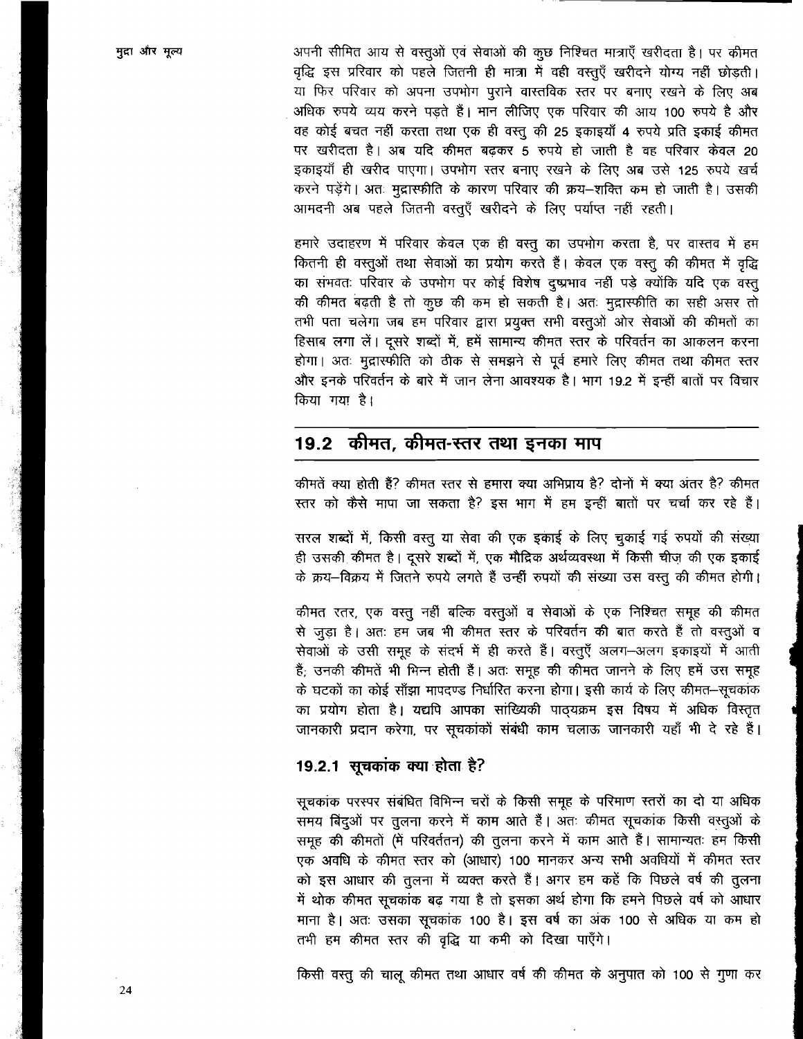अपनी सीमित आय से वस्तुओं एवं सेवाओं की कुछ निश्चित मात्राएँ खरीदता है। पर कीमत वृद्धि इस प्रविवार को पहले जितनी ही मात्रा में वही वस्तुएँ खरीदने योग्य नहीं छोड़ती। या फिर परिवार को अपना उपभोग पुराने वास्तविक स्तर पर बनाए रखने के लिए अब अधिक रुपये व्यय करने पड़ते हैं। मान लीजिए एक परिवार की आय 100 रुपये है और वह कोई बचत नहीं करता तथा एक ही वस्तु की 25 इकाइयाँ 4 रुपये प्रति इकाई कीमत पर खरीदता है। अब यदि कीमत बढ़कर 5 रुपये हो जाती है वह परिवार केवल 20 इकाइयाँ ही खरीद पाएगा। उपभोग स्तर बनाए रखने के लिए अब उसे 125 रुपये खर्च करने पड़ेंगे। अतः मुद्रास्फीति के कारण परिवार की क्रय–शक्ति कम हो जाती है। उसकी आमदनी अब पहले जितनी वस्तुएँ खरीदने के लिए पर्याप्त नहीं रहती।

हमारे उदाहरण में परिवार केवल एक ही वस्तु का उपभोग करता है, पर वास्तव में हम कितनी ही वस्तुओं तथा सेवाओं का प्रयोग करते हैं। केवल एक वस्तु की कीमत में वृद्धि का संभवतः परिवार के उपभोग पर कोई विशेष दुष्प्रभाव नहीं पड़े क्योंकि यदि एक वस्तु की कीमत बढ़ती है तो कुछ की कम हो सकती है। अतः मुद्रास्फीति का सही असर तो तभी पता चलेगा जब हम परिवार द्वारा प्रयुक्त सभी वस्तुओं ओर सेवाओं की कीमतों का हिसाब लगा लें। दूसरे शब्दों में, हमें सामान्य कीमत स्तर के परिवर्तन का आकलन करना होगा। अतः मुद्रास्फीति को ठीक से समझने से पूर्व हमारे लिए कीमत तथा कीमत स्तर और इनके परिवर्तन के बारे में जान लेना आवश्यक है। भाग 19.2 में इन्हीं बातों पर विचार किया गया है।

## 19.2 कीमत, कीमत-स्तर तथा इनका माप

कीमतें क्या होती हैं? कीमत स्तर से हमारा क्या अभिप्राय है? दोनों में क्या अंतर है? कीमत स्तर को कैसे मापा जा सकता है? इस भाग में हम इन्हीं बातों पर चर्चा कर रहे हैं।

सरल शब्दों में, किसी वस्तु या सेवा की एक इकाई के लिए चुकाई गई रुपयों की संख्या ही उसकी कीमत है। दूसरे शब्दों में, एक मौद्रिक अर्थव्यवस्था में किसी चीज़ की एक इकाई के क्रय–विक्रय में जितने रुपये लगते हैं उन्हीं रुपयों की संख्या उस वस्तु की कीमत होगी।

कीमत स्तर, एक वस्तु नहीं बल्कि वस्तुओं व सेवाओं के एक निश्चित समूह की कीमत से जुड़ा है। अतः हम जब भी कीमत स्तर के परिवर्तन की बात करते हैं तो वस्तुओं व सेवाओं के उसी समूह के संदर्भ में ही करते हैं। वस्तुएँ अलग–अलग इकाइयों में आती हैं; उनकी कीमतें भी भिन्न होती हैं। अतः समूह की कीमत जानने के लिए हमें उस समूह के घटकों का कोई साँझा मापदण्ड निर्धारित करना होगा। इसी कार्य के लिए कीमत–सूचकांक का प्रयोग होता है। यद्यपि आपका सांख्यिकी पाठ्यक्रम इस विषय में अधिक विस्तृत जानकारी प्रदान करेगा, पर सूचकांकों संबंधी काम चलाऊ जानकारी यहाँ भी दे रहे हैं।

### 19.2.1 सूचकांक क्या होता है?

सूचकांक परस्पर संबंधित विभिन्न चरों के किसी समूह के परिमाण स्तरों का दो या अधिक समय बिंदुओं पर तुलना करने में काम आते हैं। अतः कीमत सूचकांक किसी वस्तुओं के समूह की कीमतों (में परिवर्ततन) की तुलना करने में काम आते हैं। सामान्यतः हम किसी एक अवधि के कीमत स्तर को (आधार) 100 मानकर अन्य सभी अवधियों में कीमत स्तर को इस आधार की तुलना में व्यक्त करते हैं। अगर हम कहें कि पिछले वर्ष की तुलना में थोक कीमत सूचकांक बढ़ गया है तो इसका अर्थ होगा कि हमने पिछले वर्ष को आधार माना है। अतः उसका सूचकांक 100 है। इस वर्ष का अंक 100 से अधिक या कम हो तभी हम कीमत स्तर की वृद्धि या कमी को दिखा पाएँगे।

किसी वस्तु की चालू कीमत तथा आधार वर्ष की कीमत के अनुपात को 100 से गुणा कर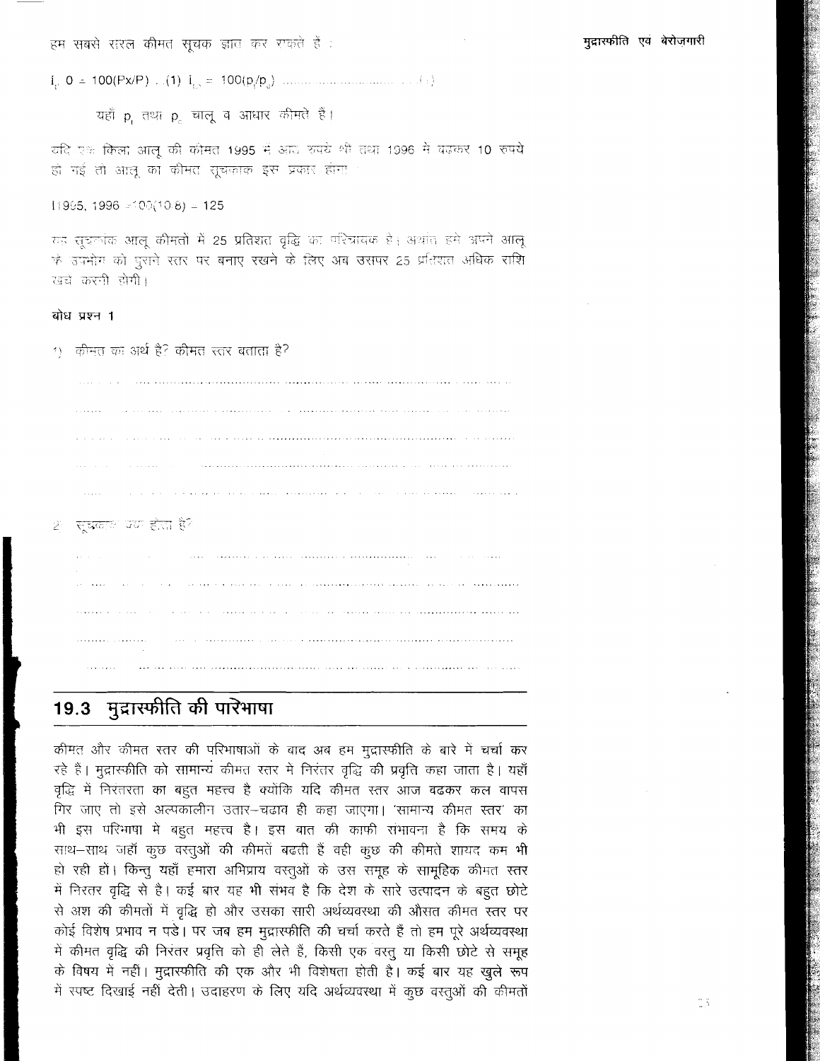हम सबसे सरल कीमत सूचक ज्ञात कर सकते हैं :

$i_p 0 = 100(Px/P)$ ...(1) $i_{c} = 100(p_t/p_o)$ ..............................(2)

यहाँ $p_t$ तथा $p_o$ चालू व आधार कीमतें हैं।

यदि एक किलो आलू की कीमत 1995 में आठ रुपये थी तथा 1996 में बढ़कर 10 रुपये हो गई तो आलू का कीमत सूचकांक इस प्रकार होगा :

$I_{1995, 1996} = 100(10/8) = 125$

यह सूचकांक आलू कीमतों में 25 प्रतिशत वृद्धि का परिचायक है, अर्थात हमें अपने आलू के उपभोग को पुराने स्तर पर बनाए रखने के लिए अब उसपर 25 प्रतिशत अधिक राशि खर्च करनी होगी।

**बोध प्रश्न 1**

1) कीमत का अर्थ है? कीमत स्तर बताता है?

..........................................................................................................

..........................................................................................................

..........................................................................................................

..........................................................................................................

..........................................................................................................

2) सूचकांक क्या होता है?

..........................................................................................................

..........................................................................................................

..........................................................................................................

..........................................................................................................

..........................................................................................................

## 19.3 मुद्रास्फीति की परिभाषा

कीमत और कीमत स्तर की परिभाषाओं के बाद अब हम मुद्रास्फीति के बारे में चर्चा कर रहे है। मुद्रास्फीति को सामान्य कीमत स्तर में निरंतर वृद्धि की प्रवृत्ति कहा जाता है। यहाँ वृद्धि में निरंतरता का बहुत महत्त्व है क्योंकि यदि कीमत स्तर आज बढ़कर कल वापस गिर जाए तो इसे अल्पकालीन उतार–चढ़ाव ही कहा जाएगा। 'सामान्य कीमत स्तर' का भी इस परिभाषा में बहुत महत्त्व है। इस बात की काफी संभावना है कि समय के साथ–साथ जहाँ कुछ वस्तुओं की कीमतें बढ़ती हैं वहीं कुछ की कीमतें शायद कम भी हो रही हों। किन्तु यहाँ हमारा अभिप्राय वस्तुओं के उस समूह के सामूहिक कीमत स्तर में निरंतर वृद्धि से है। कई बार यह भी संभव है कि देश के सारे उत्पादन के बहुत छोटे से अंश की कीमतों में वृद्धि हो और उसका सारी अर्थव्यवस्था की औसत कीमत स्तर पर कोई विशेष प्रभाव न पड़े। पर जब हम मुद्रास्फीति की चर्चा करते हैं तो हम पूरे अर्थव्यवस्था में कीमत वृद्धि की निरंतर प्रवृत्ति को ही लेते हैं, किसी एक वस्तु या किसी छोटे से समूह के विषय में नहीं। मुद्रास्फीति की एक और भी विशेषता होती है। कई बार यह खुले रूप में स्पष्ट दिखाई नहीं देती। उदाहरण के लिए यदि अर्थव्यवस्था में कुछ वस्तुओं की कीमतों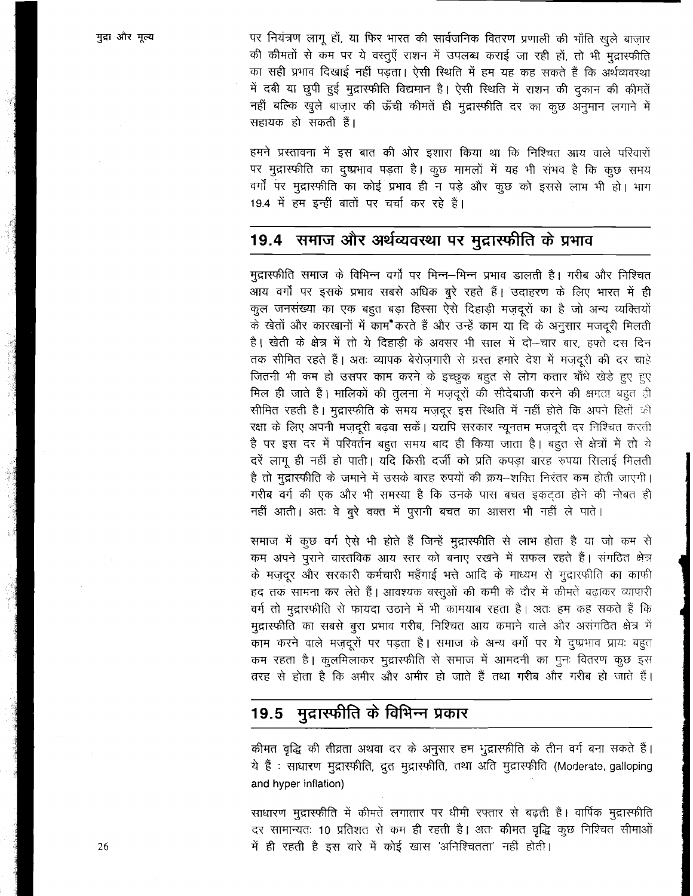पर नियंत्रण लागू हों, या फिर भारत की सार्वजनिक वितरण प्रणाली की भाँति खुले बाज़ार की कीमतों से कम पर ये वस्तुएँ राशन में उपलब्ध कराई जा रही हों, तो भी मुद्रास्फीति का सही प्रभाव दिखाई नहीं पड़ता। ऐसी स्थिति में हम यह कह सकते है कि अर्थव्यवस्था में दबी या छुपी हुई मुद्रास्फीति विद्यमान है। ऐसी स्थिति में राशन की दुकान की कीमतें नहीं बल्कि खुले बाज़ार की ऊँची कीमतें ही मुद्रास्फीति दर का कुछ अनुमान लगाने में सहायक हो सकती हैं।

हमने प्रस्तावना में इस बात की ओर इशारा किया था कि निश्चित आय वाले परिवारों पर मुद्रास्फीति का दुष्प्रभाव पड़ता है। कुछ मामलों में यह भी संभव है कि कुछ समय वर्गों पर मुद्रास्फीति का कोई प्रभाव ही न पड़े और कुछ को इससे लाभ भी हो। भाग 19.4 में हम इन्हीं बातों पर चर्चा कर रहे हैं।

## 19.4 समाज और अर्थव्यवस्था पर मुद्रास्फीति के प्रभाव

मुद्रास्फीति समाज के विभिन्न वर्गों पर भिन्न-भिन्न प्रभाव डालती है। गरीब और निश्चित आय वर्गों पर इसके प्रभाव सबसे अधिक बुरे रहते हैं। उदाहरण के लिए भारत में ही कुल जनसंख्या का एक बहुत बड़ा हिस्सा ऐसे दिहाड़ी मज़दूरों का है जो अन्य व्यक्तियों के खेतों और कारखानों में काम करते हैं और उन्हें काम या दि के अनुसार मजदूरी मिलती है। खेती के क्षेत्र में तो ये दिहाड़ी के अवसर भी साल में दो-चार बार, हफ्ते दस दिन तक सीमित रहते हैं। अतः व्यापक बेरोज़गारी से ग्रस्त हमारे देश में मज़दूरी की दर चाहे जितनी भी कम हो उसपर काम करने के इच्छुक बहुत से लोग कतार बाँधे खेड़े हुए हुए मिल ही जाते हैं। मालिकों की तुलना में मज़दूरों की सौदेबाजी करने की क्षमता बहुत ही सीमित रहती है। मुद्रास्फीति के समय मज़दूर इस स्थिति में नहीं होते कि अपने हितों की रक्षा के लिए अपनी मज़दूरी बढ़वा सकें। यद्यपि सरकार न्यूनतम मजदूरी दर निश्चित करती है पर इस दर में परिवर्तन बहुत समय बाद ही किया जाता है। बहुत से क्षेत्रों में तो ये दरें लागू ही नहीं हो पाती। यदि किसी दर्जी को प्रति कपड़ा बारह रुपया सिलाई मिलती है तो मुद्रास्फीति के जमाने में उसके बारह रुपयों की क्रय-शक्ति निरंतर कम होती जाएगी। गरीब वर्ग की एक और भी समस्या है कि उनके पास बचत इकट्ठा होने की नौबत ही नहीं आती। अतः वे बुरे वक्त में पुरानी बचत का आसरा भी नहीं ले पाते।

समाज में कुछ वर्ग ऐसे भी होते हैं जिन्हें मुद्रास्फीति से लाभ होता है या जो कम से कम अपने पुराने वास्तविक आय स्तर को बनाए रखने में सफल रहते हैं। संगठित क्षेत्र के मज़दूर और सरकारी कर्मचारी महँगाई भत्ते आदि के माध्यम से मुद्रास्फीति का काफी हद तक सामना कर लेते हैं। आवश्यक वस्तुओं की कमी के दौर में कीमतें बढ़ाकर व्यापारी वर्ग तो मुद्रास्फीति से फायदा उठाने में भी कामयाब रहता है। अतः हम कह सकते हैं कि मुद्रास्फीति का सबसे बुरा प्रभाव गरीब, निश्चित आय कमाने वाले और असंगठित क्षेत्र में काम करने वाले मज़दूरों पर पड़ता है। समाज के अन्य वर्गों पर ये दुष्प्रभाव प्रायः बहुत कम रहता है। कुलमिलाकर मुद्रास्फीति से समाज में आमदनी का पुनः वितरण कुछ इस तरह से होता है कि अमीर और अमीर हो जाते हैं तथा गरीब और गरीब हो जाते हैं।

## 19.5 मुद्रास्फीति के विभिन्न प्रकार

कीमत वृद्धि की तीव्रता अथवा दर के अनुसार हम मुद्रास्फीति के तीन वर्ग बना सकते हैं। ये हैं : साधारण मुद्रास्फीति, द्रुत मुद्रास्फीति, तथा अति मुद्रास्फीति (Moderate, galloping and hyper inflation)

साधारण मुद्रास्फीति में कीमतें लगातार पर धीमी रफ्तार से बढ़ती है। वार्षिक मुद्रास्फीति दर सामान्यतः 10 प्रतिशत से कम ही रहती है। अतः कीमत वृद्धि कुछ निश्चित सीमाओं में ही रहती है इस बारे में कोई खास 'अनिश्चितता' नहीं होती।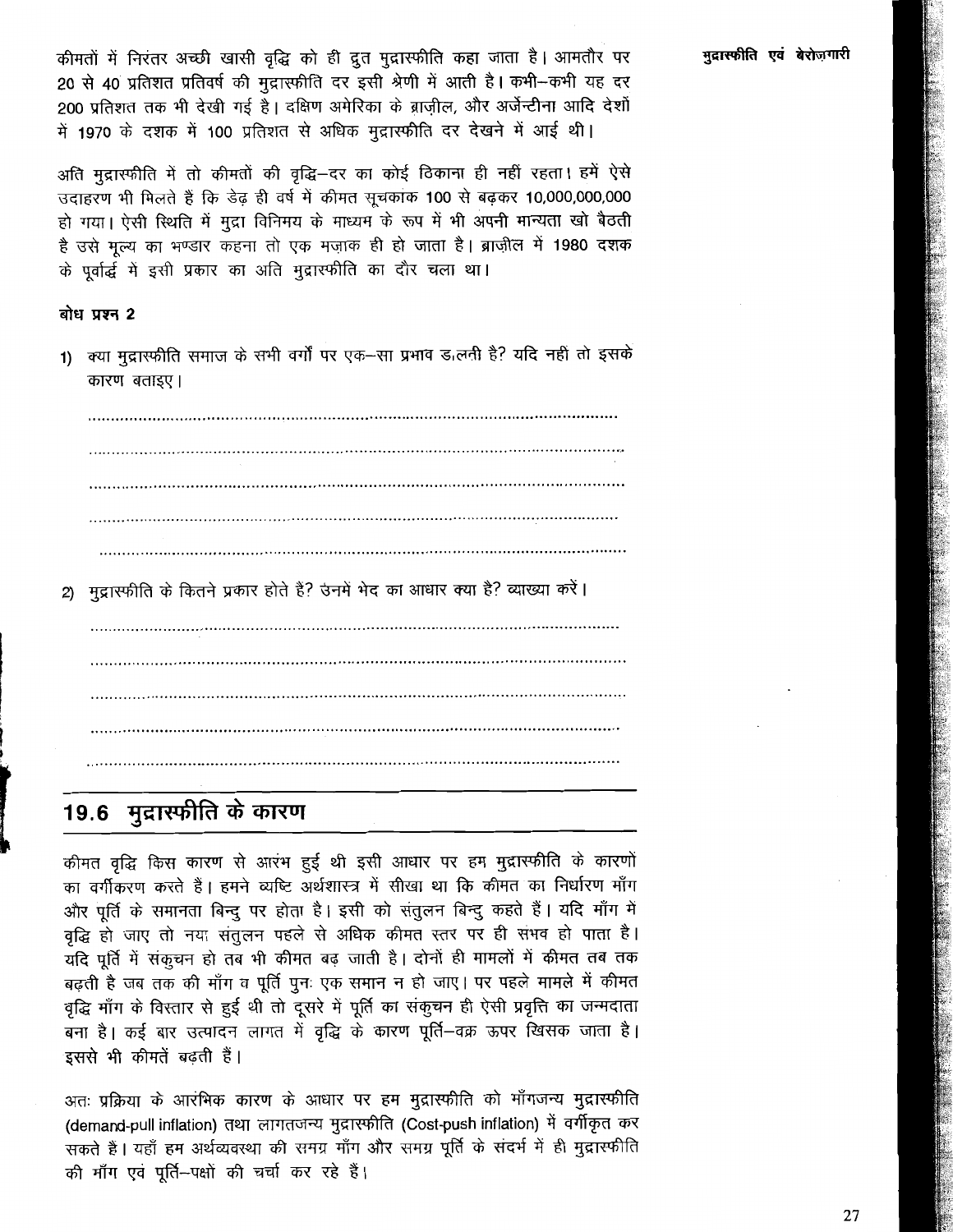कीमतों में निरंतर अच्छी खासी वृद्धि को ही द्रुत मुद्रास्फीति कहा जाता है। आमतौर पर 20 से 40 प्रतिशत प्रतिवर्ष की मुद्रास्फीति दर इसी श्रेणी में आती है। कभी–कभी यह दर 200 प्रतिशत तक भी देखी गई है। दक्षिण अमेरिका के ब्राज़ील, और अर्जेन्टीना आदि देशों में 1970 के दशक में 100 प्रतिशत से अधिक मुद्रास्फीति दर देखने में आई थी।

अति मुद्रास्फीति में तो कीमतों की वृद्धि–दर का कोई ठिकाना ही नहीं रहता। हमें ऐसे उदाहरण भी मिलते हैं कि डेढ़ ही वर्ष में कीमत सूचकांक 100 से बढ़कर 10,000,000,000 हो गया। ऐसी स्थिति में मुद्रा विनिमय के माध्यम के रूप में भी अपनी मान्यता खो बैठती है उसे मूल्य का भण्डार कहना तो एक मज़ाक ही हो जाता है। ब्राज़ील में 1980 दशक के पूर्वार्द्ध में इसी प्रकार का अति मुद्रास्फीति का दौर चला था।

**बोध प्रश्न 2**

1) क्या मुद्रास्फीति समाज के सभी वर्गों पर एक–सा प्रभाव डालती है? यदि नहीं तो इसके कारण बताइए।

......................................................................................................

......................................................................................................

......................................................................................................

......................................................................................................

......................................................................................................

2) मुद्रास्फीति के कितने प्रकार होते है? उनमें भेद का आधार क्या है? व्याख्या करें।

......................................................................................................

......................................................................................................

......................................................................................................

......................................................................................................

......................................................................................................

## 19.6 मुद्रास्फीति के कारण

कीमत वृद्धि किस कारण से आरंभ हुई थी इसी आधार पर हम मुद्रास्फीति के कारणों का वर्गीकरण करते हैं। हमने व्यष्टि अर्थशास्त्र में सीखा था कि कीमत का निर्धारण माँग और पूर्ति के समानता बिन्दु पर होता है। इसी को संतुलन बिन्दु कहते हैं। यदि माँग में वृद्धि हो जाए तो नया संतुलन पहले से अधिक कीमत स्तर पर ही संभव हो पाता है। यदि पूर्ति में संकुचन हो तब भी कीमत बढ़ जाती है। दोनों ही मामलों में कीमत तब तक बढ़ती है जब तक की माँग व पूर्ति पुनः एक समान न हो जाए। पर पहले मामले में कीमत वृद्धि माँग के विस्तार से हुई थी तो दूसरे में पूर्ति का संकुचन ही ऐसी प्रवृत्ति का जन्मदाता बना है। कई बार उत्पादन लागत में वृद्धि के कारण पूर्ति–वक्र ऊपर खिसक जाता है। इससे भी कीमतें बढ़ती हैं।

अतः प्रक्रिया के आरंभिक कारण के आधार पर हम मुद्रास्फीति को माँगजन्य मुद्रास्फीति (demand-pull inflation) तथा लागतजन्य मुद्रास्फीति (Cost-push inflation) में वर्गीकृत कर सकते है। यहाँ हम अर्थव्यवस्था की समग्र माँग और समग्र पूर्ति के संदर्भ में ही मुद्रास्फीति की माँग एवं पूर्ति–पक्षों की चर्चा कर रहे हैं।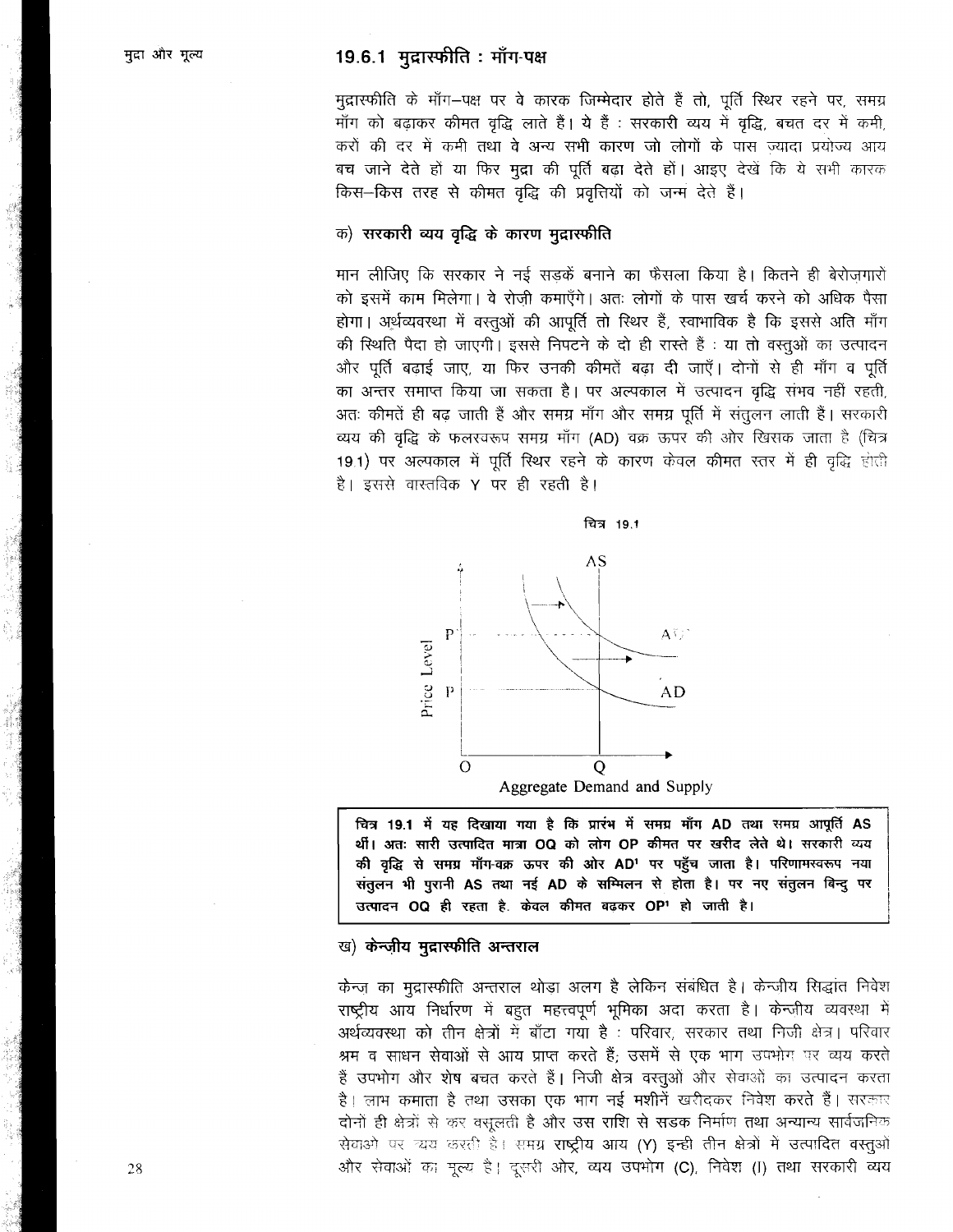### 19.6.1 मुद्रास्फीति : माँग-पक्ष

मुद्रास्फीति के माँग–पक्ष पर वे कारक जिम्मेदार होते हैं तो, पूर्ति स्थिर रहने पर, समग्र माँग को बढ़ाकर कीमत वृद्धि लाते है। ये हैं : सरकारी व्यय में वृद्धि, बचत दर में कमी, करों की दर में कमी तथा वे अन्य सभी कारण जो लोगों के पास ज़्यादा प्रयोज्य आय बच जाने देते हो या फिर मुद्रा की पूर्ति बढ़ा देते हों। आइए देखें कि ये सभी कारक किस–किस तरह से कीमत वृद्धि की प्रवृत्तियों को जन्म देते हैं।

#### क) सरकारी व्यय वृद्धि के कारण मुद्रास्फीति

मान लीजिए कि सरकार ने नई सड़कें बनाने का फैसला किया है। कितने ही बेरोज़गारों को इसमें काम मिलेगा। वे रोज़ी कमाएँगे। अतः लोगों के पास खर्च करने को अधिक पैसा होगा। अर्थव्यवस्था में वस्तुओं की आपूर्ति तो स्थिर हैं, स्वाभाविक है कि इससे अति माँग की स्थिति पैदा हो जाएगी। इससे निपटने के दो ही रास्ते हैं : या तो वस्तुओं का उत्पादन और पूर्ति बढ़ाई जाए, या फिर उनकी कीमतें बढ़ा दी जाएँ। दोनों से ही माँग व पूर्ति का अन्तर समाप्त किया जा सकता है। पर अल्पकाल में उत्पादन वृद्धि संभव नहीं रहती, अतः कीमतें ही बढ़ जाती हैं और समग्र माँग और समग्र पूर्ति में संतुलन लाती हैं। सरकारी व्यय की वृद्धि के फलस्वरूप समग्र माँग (AD) वक्र ऊपर की ओर खिसक जाता है (चित्र 19.1) पर अल्पकाल में पूर्ति स्थिर रहने के कारण केवल कीमत स्तर में ही वृद्धि होती है। इससे वास्तविक Y पर ही रहती है।

चित्र 19.1

**चित्र 19.1 में यह दिखाया गया है कि प्रारंभ में समग्र माँग AD तथा समग्र आपूर्ति AS थीं। अतः सारी उत्पादित मात्रा OQ को लोग OP कीमत पर खरीद लेते थे। सरकारी व्यय की वृद्धि से समग्र माँग-वक्र ऊपर की ओर AD[1] पर पहुँच जाता है। परिणामस्वरूप नया संतुलन भी पुरानी AS तथा नई AD के सम्मिलन से होता है। पर नए संतुलन बिन्दु पर उत्पादन OQ ही रहता है. केवल कीमत बढ़कर OP[1] हो जाती है।**

#### ख) केन्ज़ीय मुद्रास्फीति अन्तराल

केन्ज़ का मुद्रास्फीति अन्तराल थोड़ा अलग है लेकिन संबंधित है। केन्ज़ीय सिद्धांत निवेश राष्ट्रीय आय निर्धारण में बहुत महत्त्वपूर्ण भूमिका अदा करता है। केन्ज़ीय व्यवस्था में अर्थव्यवस्था को तीन क्षेत्रों में बाँटा गया है : परिवार, सरकार तथा निजी क्षेत्र। परिवार श्रम व साधन सेवाओं से आय प्राप्त करते हैं; उसमें से एक भाग उपभोग पर व्यय करते हैं उपभोग और शेष बचत करते हैं। निजी क्षेत्र वस्तुओं और सेवाओं का उत्पादन करता है। लाभ कमाता है तथा उसका एक भाग नई मशीनें खरीदकर निवेश करते हैं। सरकार दोनों ही क्षेत्रों से कर वसूलती है और उस राशि से सड़क निर्माण तथा अन्यान्य सार्वजनिक सेवाओं पर व्यय करती है। समग्र राष्ट्रीय आय (Y) इन्ही तीन क्षेत्रों में उत्पादित वस्तुओं और सेवाओं का मूल्य है। दूसरी ओर, व्यय उपभोग (C), निवेश (I) तथा सरकारी व्यय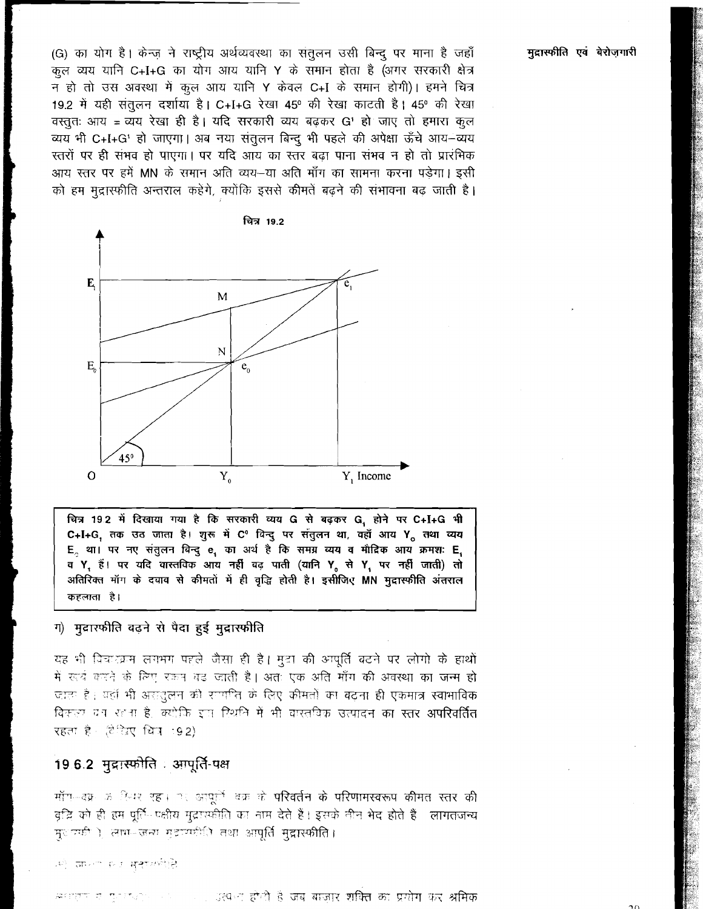(G) का योग है। केन्ज़ ने राष्ट्रीय अर्थव्यवस्था का संतुलन उसी बिन्दु पर माना है जहाँ कुल व्यय यानि C+I+G का योग आय यानि Y के समान होता है (अगर सरकारी क्षेत्र न हो तो उस अवस्था में कुल आय यानि Y केवल C+I के समान होगी)। हमने चित्र 19.2 में यही संतुलन दर्शाया है। C+I+G रेखा 45° की रेखा काटती है। 45° की रेखा वस्तुतः आय = व्यय रेखा ही है। यदि सरकारी व्यय बढ़कर G' हो जाए तो हमारा कुल व्यय भी C+I+G' हो जाएगा। अब नया संतुलन बिन्दु भी पहले की अपेक्षा ऊँचे आय–व्यय स्तरों पर ही संभव हो पाएगा। पर यदि आय का स्तर बढ़ा पाना संभव न हो तो प्रारंभिक आय स्तर पर हमें MN के समान अति व्यय–या अति माँग का सामना करना पड़ेगा। इसी को हम मुद्रास्फीति अन्तराल कहेंगे, क्योंकि इससे कीमतें बढ़ने की संभावना बढ़ जाती है।

चित्र 19.2

**चित्र 19.2 में दिखाया गया है कि सरकारी व्यय G से बढ़कर $G_1$ होने पर C+I+G भी C+I+$G_1$ तक उठ जाता है। शुरू में $C^0$ बिन्दु पर संतुलन था, वहाँ आय $Y_o$ तथा व्यय $E_o$ था। पर नए संतुलन बिन्दु $e_1$ का अर्थ है कि समग्र व्यय व मौद्रिक आय क्रमशः $E_1$ व $Y_1$ हैं। पर यदि वास्तविक आय नहीं बढ़ पाती (यानि $Y_0$ से $Y_1$ पर नहीं जाती) तो अतिरिक्त माँग के दबाव से कीमतों में ही वृद्धि होती है। इसीलिए MN मुद्रास्फीति अंतराल कहलाता है।**

## ग) मुद्रास्फीति बढ़ने से पैदा हुई मुद्रास्फीति

यह भी विचारक्रम लगभग पहले जैसा ही है। मुद्रा की आपूर्ति बढ़ने पर लोगो के हाथों में खर्च करने के लिए रकम बढ़ जाती है। अतः एक अति माँग की अवस्था का जन्म हो जाता है। यहाँ भी असंतुलन की समाप्ति के लिए कीमतों का बढ़ना ही एकमात्र स्वाभाविक विकल्प बच रहता है, क्योंकि इस स्थिति में भी वास्तविक उत्पादन का स्तर अपरिवर्तित रहता है। (देखिए चित्र 19.2)

## 19.6.2 मुद्रास्फीति : आपूर्ति-पक्ष

माँग-वक्र के स्थिर रहते पर आपूर्ति वक्र के परिवर्तन के परिणामस्वरूप कीमत स्तर की वृद्धि को ही हम पूर्ति-पक्षीय मुद्रास्फीति का नाम देते हैं। इसके तीन भेद होते है: लागतजन्य मुद्रास्फीति, लाभ-जन्य मुद्रास्फीति तथा आपूर्ति मुद्रास्फीति।

क) लागत-जन्य मुद्रास्फीति

लागतजन्य मुद्रास्फीति ... उत्पन्न होती है जब बाजार शक्ति का प्रयोग कर श्रमिक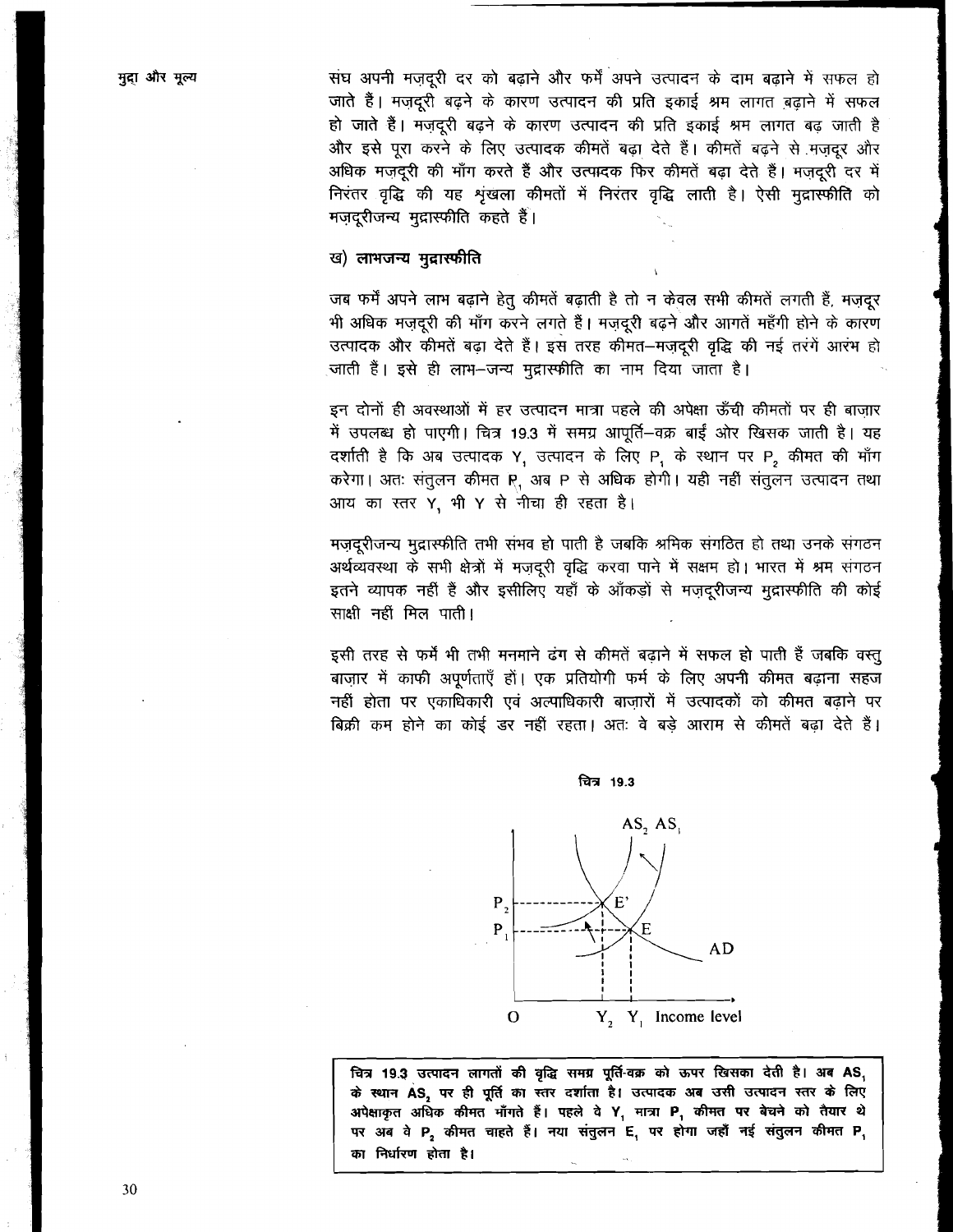संघ अपनी मज़दूरी दर को बढ़ाने और फर्में अपने उत्पादन के दाम बढ़ाने में सफल हो जाते हैं। मज़दूरी बढ़ने के कारण उत्पादन की प्रति इकाई श्रम लागत बढ़ाने में सफल हो जाते हैं। मज़दूरी बढ़ने के कारण उत्पादन की प्रति इकाई श्रम लागत बढ़ जाती है और इसे पूरा करने के लिए उत्पादक कीमतें बढ़ा देते हैं। कीमतें बढ़ने से मज़दूर और अधिक मज़दूरी की माँग करते हैं और उत्पादक फिर कीमतें बढ़ा देते हैं। मज़दूरी दर में निरंतर वृद्धि की यह शृंखला कीमतों में निरंतर वृद्धि लाती है। ऐसी मुद्रास्फीति को मज़दूरीजन्य मुद्रास्फीति कहते हैं।

### ख) लाभजन्य मुद्रास्फीति

जब फर्में अपने लाभ बढ़ाने हेतु कीमतें बढ़ाती है तो न केवल सभी कीमतें लगती हैं, मज़दूर भी अधिक मज़दूरी की माँग करने लगते हैं। मज़दूरी बढ़ने और आगतें महँगी होने के कारण उत्पादक और कीमतें बढ़ा देते हैं। इस तरह कीमत–मज़दूरी वृद्धि की नई तरंगें आरंभ हो जाती हैं। इसे ही लाभ–जन्य मुद्रास्फीति का नाम दिया जाता है।

इन दोनों ही अवस्थाओं में हर उत्पादन मात्रा पहले की अपेक्षा ऊँची कीमतों पर ही बाज़ार में उपलब्ध हो पाएगी। चित्र 19.3 में समग्र आपूर्ति–वक्र बाईं ओर खिसक जाती है। यह दर्शाती है कि अब उत्पादक $Y_1$ उत्पादन के लिए $P_1$ के स्थान पर $P_2$ कीमत की माँग करेगा। अतः संतुलन कीमत $P_1$ अब $P$ से अधिक होगी। यही नहीं संतुलन उत्पादन तथा आय का स्तर $Y_1$ भी $Y$ से नीचा ही रहता है।

मज़दूरीजन्य मुद्रास्फीति तभी संभव हो पाती है जबकि श्रमिक संगठित हो तथा उनके संगठन अर्थव्यवस्था के सभी क्षेत्रों में मज़दूरी वृद्धि करवा पाने में सक्षम हो। भारत में श्रम संगठन इतने व्यापक नहीं हैं और इसीलिए यहाँ के आँकड़ों से मज़दूरीजन्य मुद्रास्फीति की कोई साक्षी नहीं मिल पाती।

इसी तरह से फर्में भी तभी मनमाने ढंग से कीमतें बढ़ाने में सफल हो पाती हैं जबकि वस्तु बाज़ार में काफी अपूर्णताएँ हों। एक प्रतियोगी फर्म के लिए अपनी कीमत बढ़ाना सहज नहीं होता पर एकाधिकारी एवं अल्पाधिकारी बाज़ारों में उत्पादकों को कीमत बढ़ाने पर बिक्री कम होने का कोई डर नहीं रहता। अतः वे बड़े आराम से कीमतें बढ़ा देते हैं।

चित्र 19.3

**चित्र 19.3 उत्पादन लागतों की वृद्धि समग्र पूर्ति-वक्र को ऊपर खिसका देती है। अब $AS_1$ के स्थान $AS_2$ पर ही पूर्ति का स्तर दर्शाता है। उत्पादक अब उसी उत्पादन स्तर के लिए अपेक्षाकृत अधिक कीमत माँगते हैं। पहले वे $Y_1$ मात्रा $P_1$ कीमत पर बेचने को तैयार थे पर अब वे $P_2$ कीमत चाहते हैं। नया संतुलन $E_1$ पर होगा जहाँ नई संतुलन कीमत $P_1$ का निर्धारण होता है।**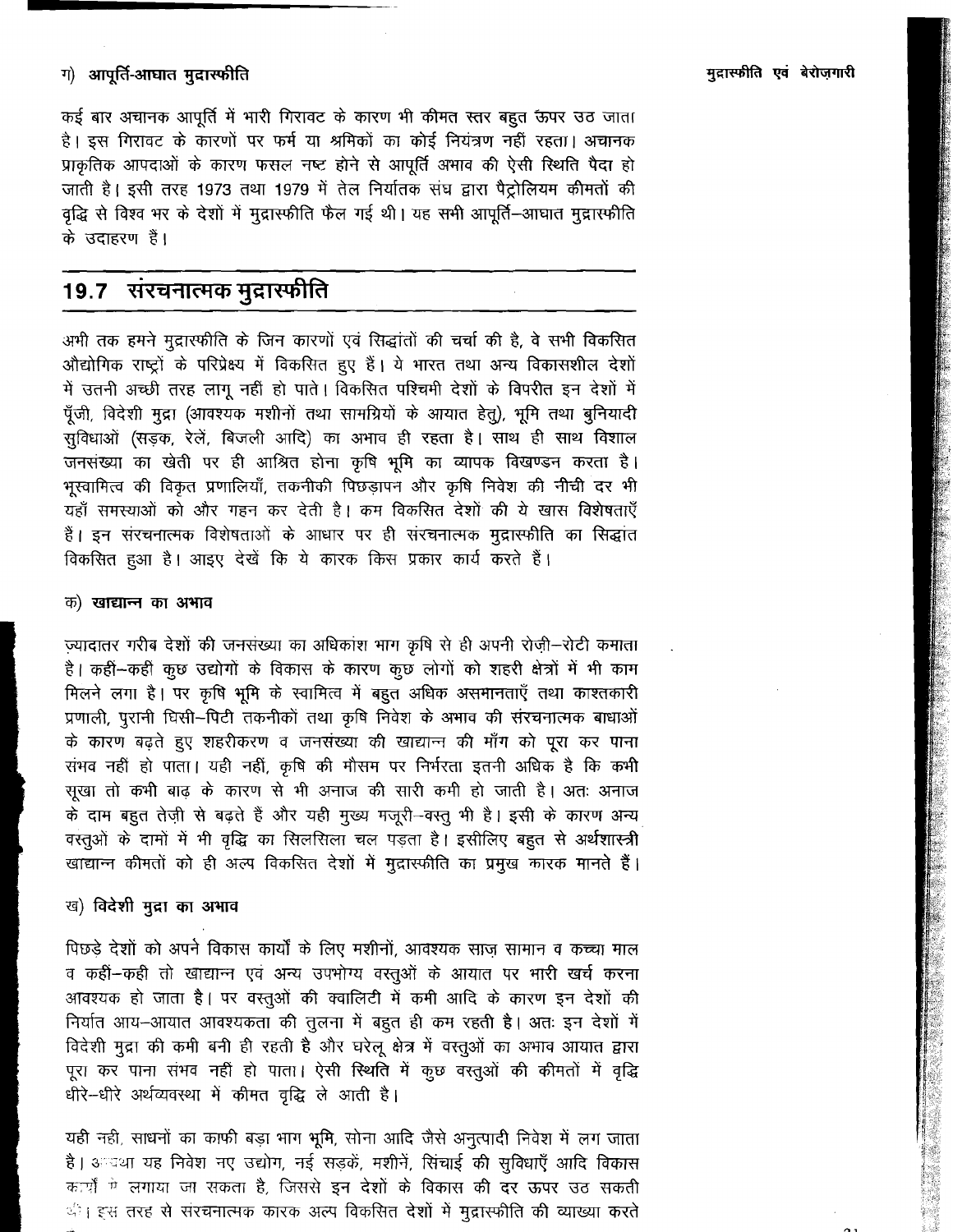ग) **आपूर्ति-आघात मुद्रास्फीति**

कई बार अचानक आपूर्ति में भारी गिरावट के कारण भी कीमत स्तर बहुत ऊपर उठ जाता है। इस गिरावट के कारणों पर फर्म या श्रमिकों का कोई नियंत्रण नहीं रहता। अचानक प्राकृतिक आपदाओं के कारण फसल नष्ट होने से आपूर्ति अभाव की ऐसी स्थिति पैदा हो जाती है। इसी तरह 1973 तथा 1979 में तेल निर्यातक संघ द्वारा पैट्रोलियम कीमतों की वृद्धि से विश्व भर के देशों में मुद्रास्फीति फैल गई थी। यह सभी आपूर्ति–आघात मुद्रास्फीति के उदाहरण हैं।

## 19.7 संरचनात्मक मुद्रास्फीति

अभी तक हमने मुद्रास्फीति के जिन कारणों एवं सिद्धांतों की चर्चा की है, वे सभी विकसित औद्योगिक राष्ट्रों के परिप्रेक्ष्य में विकसित हुए हैं। ये भारत तथा अन्य विकासशील देशों में उतनी अच्छी तरह लागू नहीं हो पाते। विकसित पश्चिमी देशों के विपरीत इन देशों में पूँजी, विदेशी मुद्रा (आवश्यक मशीनों तथा सामग्रियों के आयात हेतु), भूमि तथा बुनियादी सुविधाओं (सड़क, रेलें, बिजली आदि) का अभाव ही रहता है। साथ ही साथ विशाल जनसंख्या का खेती पर ही आश्रित होना कृषि भूमि का व्यापक विखण्डन करता है। भूस्वामित्व की विकृत प्रणालियाँ, तकनीकी पिछड़ापन और कृषि निवेश की नीची दर भी यहाँ समस्याओं को और गहन कर देती है। कम विकसित देशों की ये खास विशेषताएँ हैं। इन संरचनात्मक विशेषताओं के आधार पर ही संरचनात्मक मुद्रास्फीति का सिद्धांत विकसित हुआ है। आइए देखें कि ये कारक किस प्रकार कार्य करते हैं।

क) **खाद्यान्न का अभाव**

ज़्यादातर गरीब देशों की जनसंख्या का अधिकांश भाग कृषि से ही अपनी रोज़ी–रोटी कमाता है। कहीं–कहीं कुछ उद्योगों के विकास के कारण कुछ लोगों को शहरी क्षेत्रों में भी काम मिलने लगा है। पर कृषि भूमि के स्वामित्व में बहुत अधिक असमानताएँ तथा काश्तकारी प्रणाली, पुरानी घिसी–पिटी तकनीकों तथा कृषि निवेश के अभाव की संरचनात्मक बाधाओं के कारण बढ़ते हुए शहरीकरण व जनसंख्या की खाद्यान्न की माँग को पूरा कर पाना संभव नहीं हो पाता। यही नहीं, कृषि की मौसम पर निर्भरता इतनी अधिक है कि कभी सूखा तो कभी बाढ़ के कारण से भी अनाज की सारी कमी हो जाती है। अतः अनाज के दाम बहुत तेज़ी से बढ़ते हैं और यही मुख्य मजूरी–वस्तु भी है। इसी के कारण अन्य वस्तुओं के दामों में भी वृद्धि का सिलसिला चल पड़ता है। इसीलिए बहुत से अर्थशास्त्री खाद्यान्न कीमतों को ही अल्प विकसित देशों में मुद्रास्फीति का प्रमुख कारक मानते हैं।

ख) **विदेशी मुद्रा का अभाव**

पिछड़े देशों को अपने विकास कार्यों के लिए मशीनों, आवश्यक साज़ सामान व कच्चा माल व कहीं–कही तो खाद्यान्न एवं अन्य उपभोग्य वस्तुओं के आयात पर भारी खर्च करना आवश्यक हो जाता है। पर वस्तुओं की क्वालिटी में कमी आदि के कारण इन देशों की निर्यात आय–आयात आवश्यकता की तुलना में बहुत ही कम रहती है। अतः इन देशों में विदेशी मुद्रा की कमी बनी ही रहती है और घरेलू क्षेत्र में वस्तुओं का अभाव आयात द्वारा पूरा कर पाना संभव नहीं हो पाता। ऐसी स्थिति में कुछ वस्तुओं की कीमतों में वृद्धि धीरे–धीरे अर्थव्यवस्था में कीमत वृद्धि ले आती है।

यही नही, साधनों का काफी बड़ा भाग भूमि, सोना आदि जैसे अनुत्पादी निवेश में लग जाता है। अन्यथा यह निवेश नए उद्योग, नई सड़कें, मशीनें, सिंचाई की सुविधाएँ आदि विकास कार्यों में लगाया जा सकता है, जिससे इन देशों के विकास की दर ऊपर उठ सकती थी। इस तरह से संरचनात्मक कारक अल्प विकसित देशों में मुद्रास्फीति की व्याख्या करते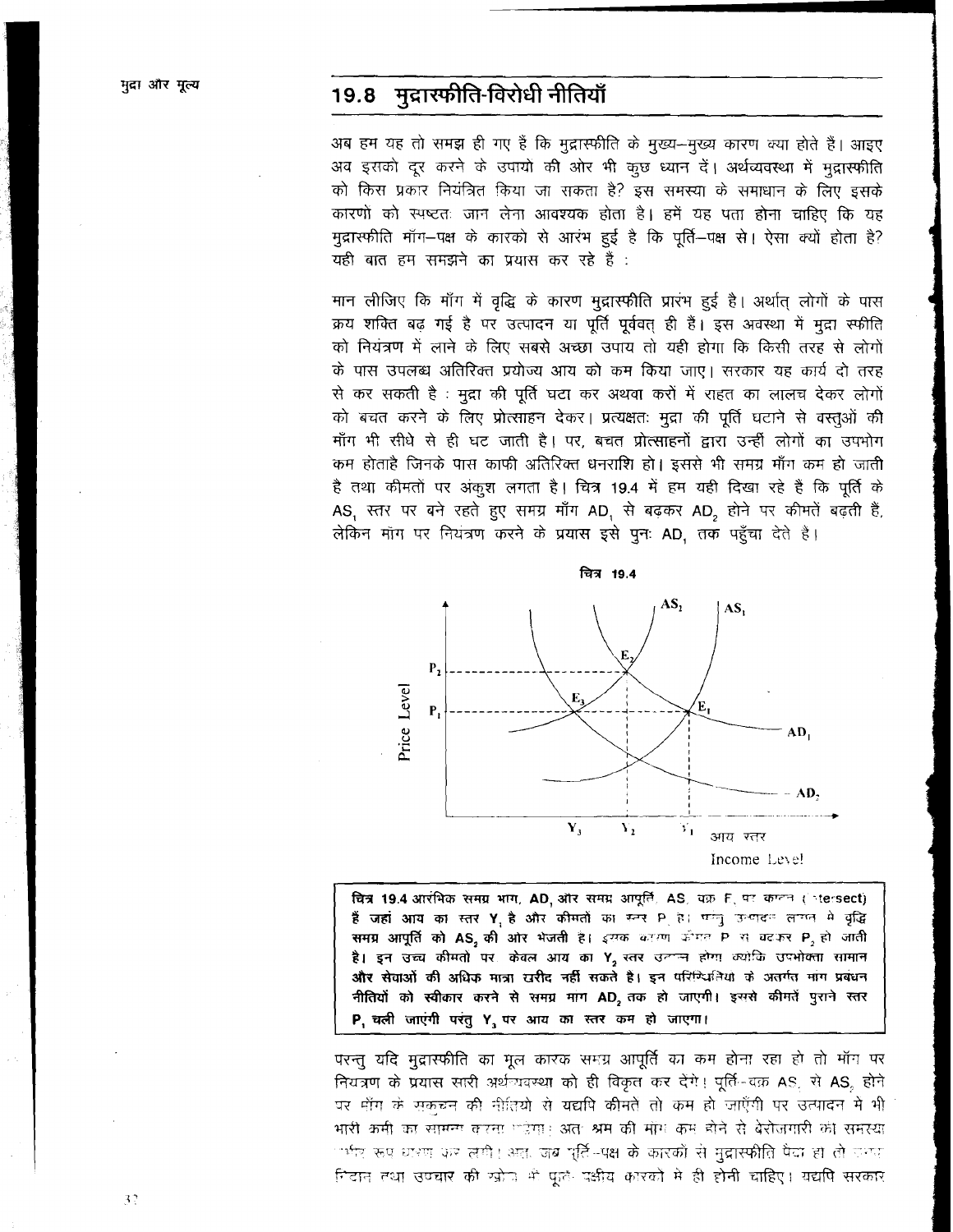## 19.8 मुद्रास्फीति-विरोधी नीतियाँ

अब हम यह तो समझ ही गए हैं कि मुद्रास्फीति के मुख्य–मुख्य कारण क्या होते हैं। आइए अब इसको दूर करने के उपायों की ओर भी कुछ ध्यान दें। अर्थव्यवस्था में मुद्रास्फीति को किस प्रकार नियंत्रित किया जा सकता है? इस समस्या के समाधान के लिए इसके कारणों को स्पष्टतः जान लेना आवश्यक होता है। हमें यह पता होना चाहिए कि यह मुद्रास्फीति माँग–पक्ष के कारको से आरंभ हुई है कि पूर्ति–पक्ष से। ऐसा क्यों होता है? यही बात हम समझने का प्रयास कर रहे हैं :

मान लीजिए कि माँग में वृद्धि के कारण मुद्रास्फीति प्रारंभ हुई है। अर्थात् लोगों के पास क्रय शक्ति बढ़ गई है पर उत्पादन या पूर्ति पूर्ववत् ही हैं। इस अवस्था में मुद्रा स्फीति को नियंत्रण में लाने के लिए सबसे अच्छा उपाय तो यही होगा कि किसी तरह से लोगों के पास उपलब्ध अतिरिक्त प्रयोज्य आय को कम किया जाए। सरकार यह कार्य दो तरह से कर सकती है : मुद्रा की पूर्ति घटा कर अथवा करों में राहत का लालच देकर लोगों को बचत करने के लिए प्रोत्साहन देकर। प्रत्यक्षतः मुद्रा की पूर्ति घटाने से वस्तुओं की माँग भी सीधे से ही घट जाती है। पर, बचत प्रोत्साहनों द्वारा उन्हीं लोगों का उपभोग कम होताहै जिनके पास काफी अतिरिक्त धनराशि हो। इससे भी समग्र माँग कम हो जाती है तथा कीमतों पर अंकुश लगता है। चित्र 19.4 में हम यही दिखा रहे हैं कि पूर्ति के $AS_1$ स्तर पर बने रहते हुए समग्र माँग $AD_1$ से बढ़कर $AD_2$ होने पर कीमतें बढ़ती हैं, लेकिन माँग पर नियंत्रण करने के प्रयास इसे पुनः $AD_1$ तक पहुँचा देते है।

चित्र 19.4

**चित्र 19.4 आरंभिक समग्र माग, $AD_1$ और समग्र आपूर्ति, $AS_1$ वक्र $E_1$ पर काटते (intersect) हैं जहां आय का स्तर $Y_1$ है और कीमतों का स्तर $P_1$ है। परन्तु उत्पादन लागत मे वृद्धि समग्र आपूर्ति को $AS_2$ की ओर भेजती है। इसके कारण कीमत $P_1$ से बढ़कर $P_2$ हो जाती है। इन उच्च कीमतो पर केवल आय का $Y_2$ स्तर उत्पन्न होगा क्योंकि उपभोक्ता सामान और सेवाओं की अधिक मात्रा खरीद नहीं सकते है। इन परिस्थितियों के अतर्गत माग प्रबंधन नीतियों को स्वीकार करने से समग्र माग $AD_2$ तक हो जाएगी। इससे कीमतें पुराने स्तर $P_1$ चली जाएंगी परंतु $Y_3$ पर आय का स्तर कम हो जाएगा।**

परन्तु यदि मुद्रास्फीति का मूल कारक समग्र आपूर्ति का कम होना रहा हो तो माँग पर नियंत्रण के प्रयास सारी अर्थव्यवस्था को ही विकृत कर देंगे। पूर्ति-वक्र $AS_1$ से $AS_2$ होने पर माँग के संकुचन की नीतियों से यद्यपि कीमतें तो कम हो जाएँगी पर उत्पादन मे भी भारी कमी का सामना करना पड़ेगा। अतः श्रम की माँग कम होने से बेरोजगारी की समस्या गंभीर रूप धारण कर लेगी। अतः जब पूर्ति-पक्ष के कारकों से मुद्रास्फीति पैदा हो तो उसका निदान तथा उपचार की खोज भी पूर्ति-पक्षीय कारकों में ही होनी चाहिए। यद्यपि सरकार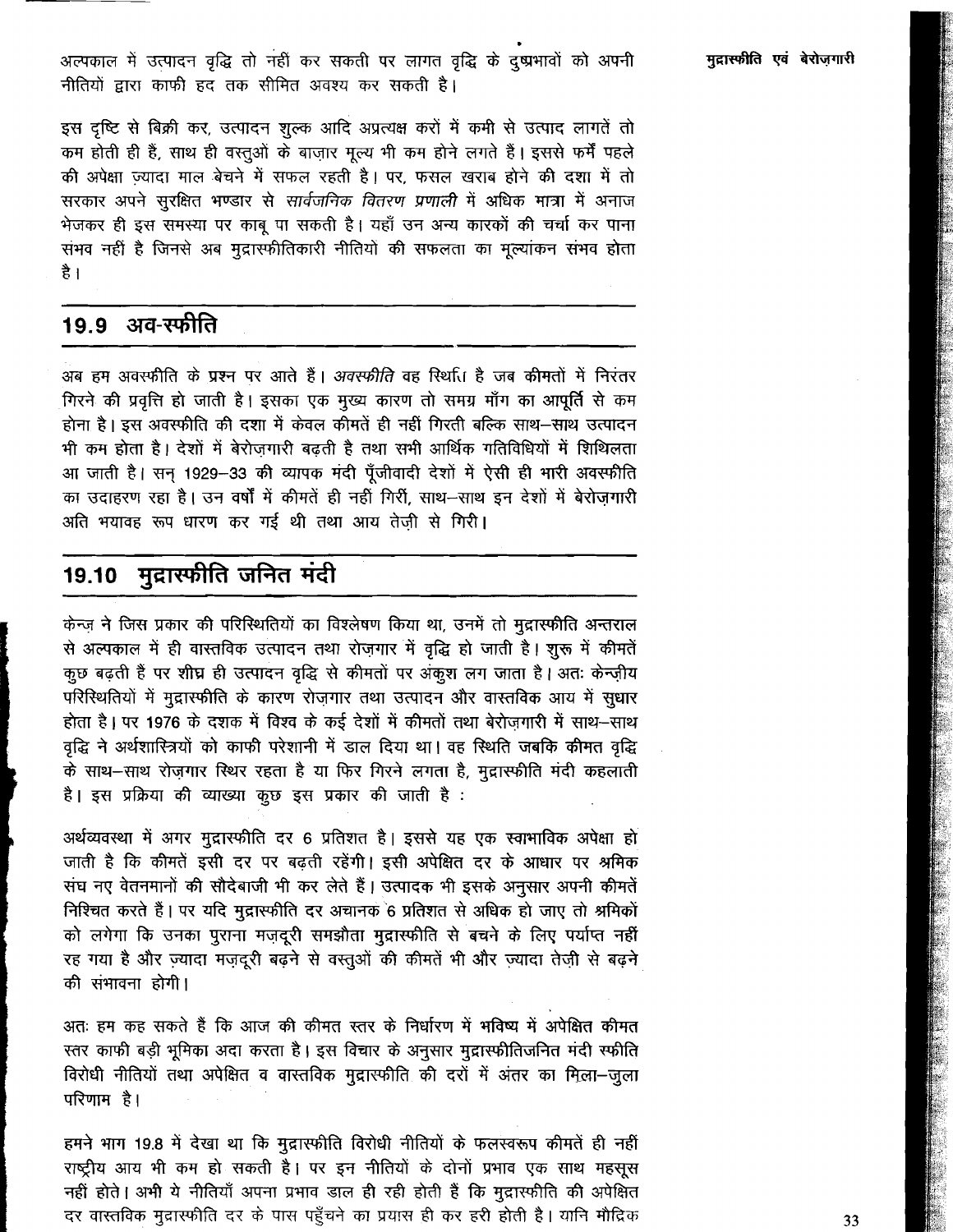अल्पकाल में उत्पादन वृद्धि तो नहीं कर सकती पर लागत वृद्धि के दुष्प्रभावों को अपनी नीतियों द्वारा काफी हद तक सीमित अवश्य कर सकती है।

इस दृष्टि से बिक्री कर, उत्पादन शुल्क आदि अप्रत्यक्ष करों में कमी से उत्पाद लागतें तो कम होती ही हैं, साथ ही वस्तुओं के बाज़ार मूल्य भी कम होने लगते हैं। इससे फर्में पहले की अपेक्षा ज़्यादा माल बेचने में सफल रहती है। पर, फसल खराब होने की दशा में तो सरकार अपने सुरक्षित भण्डार से *सार्वजनिक वितरण प्रणाली* में अधिक मात्रा में अनाज भेजकर ही इस समस्या पर काबू पा सकती है। यहाँ उन अन्य कारकों की चर्चा कर पाना संभव नहीं है जिनसे अब मुद्रास्फीतिकारी नीतियों की सफलता का मूल्यांकन संभव होता है।

## 19.9 अव-स्फीति

अब हम अवस्फीति के प्रश्न पर आते हैं। *अवस्फीति* वह स्थिति है जब कीमतों में निरंतर गिरने की प्रवृत्ति हो जाती है। इसका एक मुख्य कारण तो समग्र माँग का आपूर्ति से कम होना है। इस अवस्फीति की दशा में केवल कीमतें ही नहीं गिरती बल्कि साथ–साथ उत्पादन भी कम होता है। देशों में बेरोज़गारी बढ़ती है तथा सभी आर्थिक गतिविधियों में शिथिलता आ जाती है। सन् 1929–33 की व्यापक मंदी पूँजीवादी देशों में ऐसी ही भारी अवस्फीति का उदाहरण रहा है। उन वर्षों में कीमतें ही नहीं गिरीं, साथ–साथ इन देशों में बेरोज़गारी अति भयावह रूप धारण कर गई थी तथा आय तेज़ी से गिरी।

## 19.10 मुद्रास्फीति जनित मंदी

केन्ज़ ने जिस प्रकार की परिस्थितियों का विश्लेषण किया था, उनमें तो मुद्रास्फीति अन्तराल से अल्पकाल में ही वास्तविक उत्पादन तथा रोज़गार में वृद्धि हो जाती है। शुरू में कीमतें कुछ बढ़ती हैं पर शीघ्र ही उत्पादन वृद्धि से कीमतों पर अंकुश लग जाता है। अतः केन्ज़ीय परिस्थितियों में मुद्रास्फीति के कारण रोज़गार तथा उत्पादन और वास्तविक आय में सुधार होता है। पर 1976 के दशक में विश्व के कई देशों में कीमतों तथा बेरोज़गारी में साथ–साथ वृद्धि ने अर्थशास्त्रियों को काफी परेशानी में डाल दिया था। वह स्थिति जबकि कीमत वृद्धि के साथ–साथ रोज़गार स्थिर रहता है या फिर गिरने लगता है, मुद्रास्फीति मंदी कहलाती है। इस प्रक्रिया की व्याख्या कुछ इस प्रकार की जाती है :

अर्थव्यवस्था में अगर मुद्रास्फीति दर 6 प्रतिशत है। इससे यह एक स्वाभाविक अपेक्षा हो जाती है कि कीमतें इसी दर पर बढ़ती रहेंगी। इसी अपेक्षित दर के आधार पर श्रमिक संघ नए वेतनमानों की सौदेबाजी भी कर लेते हैं। उत्पादक भी इसके अनुसार अपनी कीमतें निश्चित करते हैं। पर यदि मुद्रास्फीति दर अचानक 6 प्रतिशत से अधिक हो जाए तो श्रमिकों को लगेगा कि उनका पुराना मज़दूरी समझौता मुद्रास्फीति से बचने के लिए पर्याप्त नहीं रह गया है और ज़्यादा मज़दूरी बढ़ने से वस्तुओं की कीमतें भी और ज़्यादा तेज़ी से बढ़ने की संभावना होगी।

अतः हम कह सकते हैं कि आज की कीमत स्तर के निर्धारण में भविष्य में अपेक्षित कीमत स्तर काफी बड़ी भूमिका अदा करता है। इस विचार के अनुसार मुद्रास्फीतिजनित मंदी स्फीति विरोधी नीतियों तथा अपेक्षित व वास्तविक मुद्रास्फीति की दरों में अंतर का मिला–जुला परिणाम है।

हमने भाग 19.8 में देखा था कि मुद्रास्फीति विरोधी नीतियों के फलस्वरूप कीमतें ही नहीं राष्ट्रीय आय भी कम हो सकती है। पर इन नीतियों के दोनों प्रभाव एक साथ महसूस नहीं होते। अभी ये नीतियाँ अपना प्रभाव डाल ही रही होती हैं कि मुद्रास्फीति की अपेक्षित दर वास्तविक मुद्रास्फीति दर के पास पहुँचने का प्रयास ही कर रही होती है। यानि मौद्रिक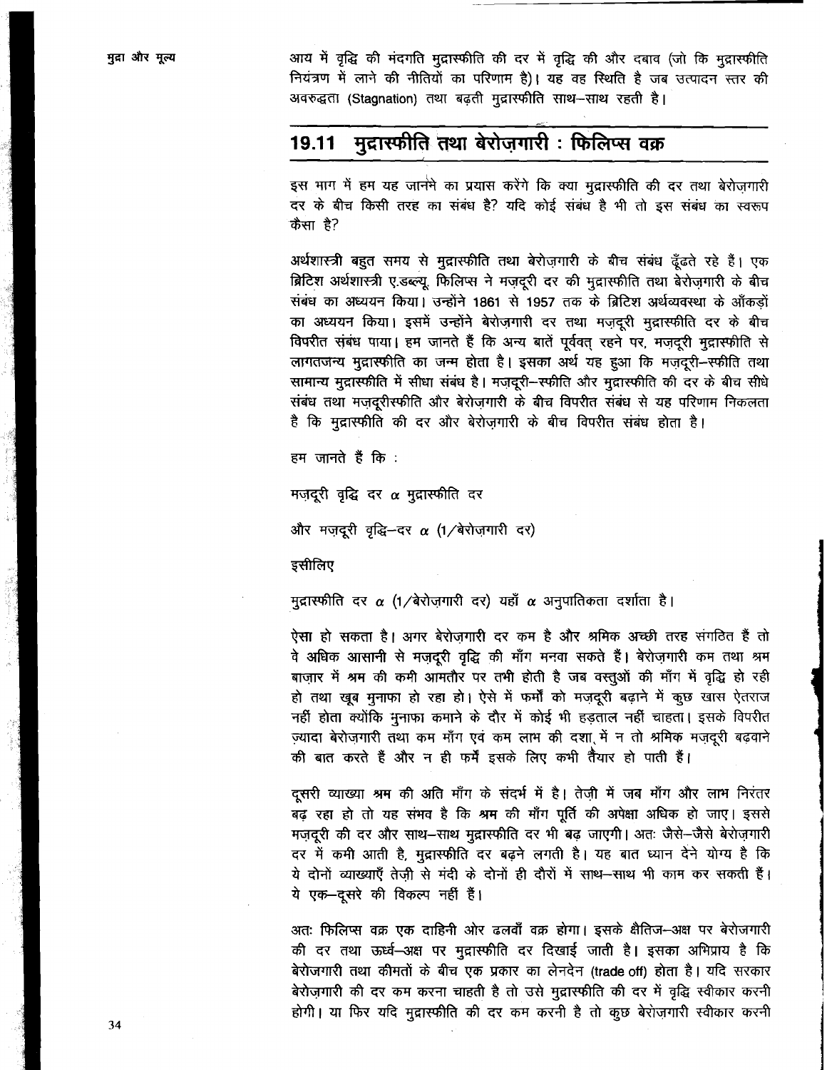आय में वृद्धि की मंदगति मुद्रास्फीति की दर में वृद्धि की ओर दबाव (जो कि मुद्रास्फीति नियंत्रण में लाने की नीतियों का परिणाम है)। यह वह स्थिति है जब उत्पादन स्तर की अवरुद्धता (Stagnation) तथा बढ़ती मुद्रास्फीति साथ–साथ रहती है।

## 19.11 मुद्रास्फीति तथा बेरोज़गारी : फिलिप्स वक्र

इस भाग में हम यह जानने का प्रयास करेंगे कि क्या मुद्रास्फीति की दर तथा बेरोज़गारी दर के बीच किसी तरह का संबंध है? यदि कोई संबंध है भी तो इस संबंध का स्वरूप कैसा है?

अर्थशास्त्री बहुत समय से मुद्रास्फीति तथा बेरोज़गारी के बीच संबंध ढूँढते रहे हैं। एक ब्रिटिश अर्थशास्त्री ए.डब्ल्यू. फिलिप्स ने मज़दूरी दर की मुद्रास्फीति तथा बेरोज़गारी के बीच संबंध का अध्ययन किया। उन्होंने 1861 से 1957 तक के ब्रिटिश अर्थव्यवस्था के आँकड़ों का अध्ययन किया। इसमें उन्होंने बेरोज़गारी दर तथा मज़दूरी मुद्रास्फीति दर के बीच विपरीत संबंध पाया। हम जानते हैं कि अन्य बातें पूर्ववत् रहने पर, मज़दूरी मुद्रास्फीति से लागतजन्य मुद्रास्फीति का जन्म होता है। इसका अर्थ यह हुआ कि मज़दूरी–स्फीति तथा सामान्य मुद्रास्फीति में सीधा संबंध है। मज़दूरी–स्फीति और मुद्रास्फीति की दर के बीच सीधे संबंध तथा मज़दूरीस्फीति और बेरोज़गारी के बीच विपरीत संबंध से यह परिणाम निकलता है कि मुद्रास्फीति की दर और बेरोज़गारी के बीच विपरीत संबंध होता है।

हम जानते हैं कि :

मज़दूरी वृद्धि दर $\alpha$ मुद्रास्फीति दर

और मज़दूरी वृद्धि–दर $\alpha$ (1/बेरोज़गारी दर)

इसीलिए

मुद्रास्फीति दर $\alpha$ (1/बेरोज़गारी दर) यहाँ $\alpha$ अनुपातिकता दर्शाता है।

ऐसा हो सकता है। अगर बेरोज़गारी दर कम है और श्रमिक अच्छी तरह संगठित हैं तो वे अधिक आसानी से मज़दूरी वृद्धि की माँग मनवा सकते हैं। बेरोज़गारी कम तथा श्रम बाज़ार में श्रम की कमी आमतौर पर तभी होती है जब वस्तुओं की माँग में वृद्धि हो रही हो तथा खूब मुनाफा हो रहा हो। ऐसे में फर्मों को मज़दूरी बढ़ाने में कुछ खास ऐतराज नहीं होता क्योंकि मुनाफा कमाने के दौर में कोई भी हड़ताल नहीं चाहता। इसके विपरीत ज़्यादा बेरोज़गारी तथा कम माँग एवं कम लाभ की दशा में न तो श्रमिक मज़दूरी बढ़वाने की बात करते हैं और न ही फर्में इसके लिए कभी तैयार हो पाती हैं।

दूसरी व्याख्या श्रम की अति माँग के संदर्भ में है। तेज़ी में जब माँग और लाभ निरंतर बढ़ रहा हो तो यह संभव है कि श्रम की माँग पूर्ति की अपेक्षा अधिक हो जाए। इससे मज़दूरी की दर और साथ–साथ मुद्रास्फीति दर भी बढ़ जाएगी। अतः जैसे–जैसे बेरोज़गारी दर में कमी आती है, मुद्रास्फीति दर बढ़ने लगती है। यह बात ध्यान देने योग्य है कि ये दोनों व्याख्याएँ तेज़ी से मंदी के दोनों ही दौरों में साथ–साथ भी काम कर सकती हैं। ये एक–दूसरे की विकल्प नहीं हैं।

अतः फिलिप्स वक्र एक दाहिनी ओर ढलवाँ वक्र होगा। इसके क्षैतिज–अक्ष पर बेरोजगारी की दर तथा ऊर्ध्व–अक्ष पर मुद्रास्फीति दर दिखाई जाती है। इसका अभिप्राय है कि बेरोजगारी तथा कीमतों के बीच एक प्रकार का लेनदेन (trade off) होता है। यदि सरकार बेरोज़गारी की दर कम करना चाहती है तो उसे मुद्रास्फीति की दर में वृद्धि स्वीकार करनी होगी। या फिर यदि मुद्रास्फीति की दर कम करनी है तो कुछ बेरोज़गारी स्वीकार करनी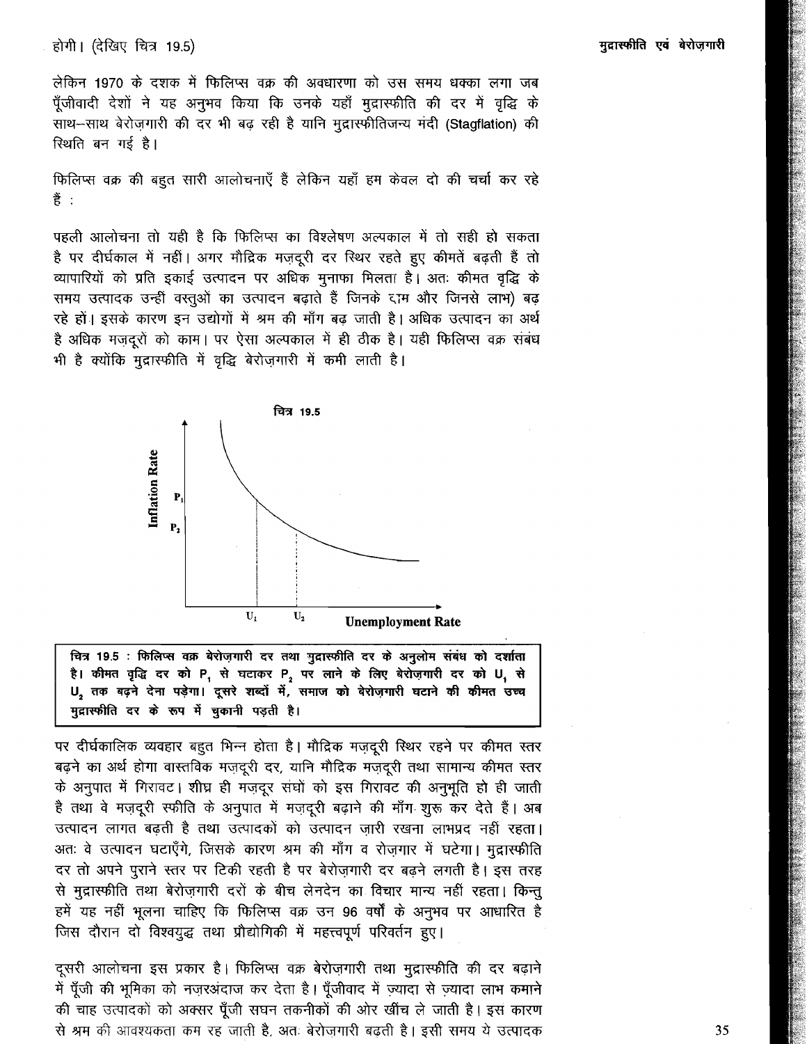होगी। (देखिए चित्र 19.5)

लेकिन 1970 के दशक में फिलिप्स वक्र की अवधारणा को उस समय धक्का लगा जब पूँजीवादी देशों ने यह अनुभव किया कि उनके यहाँ मुद्रास्फीति की दर में वृद्धि के साथ–साथ बेरोज़गारी की दर भी बढ़ रही है यानि मुद्रास्फीतिजन्य मंदी (Stagflation) की स्थिति बन गई है।

फिलिप्स वक्र की बहुत सारी आलोचनाएँ हैं लेकिन यहाँ हम केवल दो की चर्चा कर रहे हैं :

पहली आलोचना तो यही है कि फिलिप्स का विश्लेषण अल्पकाल में तो सही हो सकता है पर दीर्घकाल में नहीं। अगर मौद्रिक मज़दूरी दर स्थिर रहते हुए कीमतें बढ़ती हैं तो व्यापारियों को प्रति इकाई उत्पादन पर अधिक मुनाफा मिलता है। अतः कीमत वृद्धि के समय उत्पादक उन्हीं वस्तुओं का उत्पादन बढ़ाते हैं जिनके दाम और जिनसे लाभ) बढ़ रहे हों। इसके कारण इन उद्योगों में श्रम की माँग बढ़ जाती है। अधिक उत्पादन का अर्थ है अधिक मज़दूरों को काम। पर ऐसा अल्पकाल में ही ठीक है। यही फिलिप्स वक्र संबंध भी है क्योंकि मुद्रास्फीति में वृद्धि बेरोज़गारी में कमी लाती है।

**चित्र 19.5**

**चित्र 19.5 : फिलिप्स वक्र बेरोज़गारी दर तथा मुद्रास्फीति दर के अनुलोम संबंध को दर्शाता है। कीमत वृद्धि दर को $P_1$ से घटाकर $P_2$ पर लाने के लिए बेरोज़गारी दर को $U_1$ से $U_2$ तक बढ़ने देना पड़ेगा। दूसरे शब्दों में, समाज को बेरोज़गारी घटाने की कीमत उच्च मुद्रास्फीति दर के रूप में चुकानी पड़ती है।**

पर दीर्घकालिक व्यवहार बहुत भिन्न होता है। मौद्रिक मज़दूरी स्थिर रहने पर कीमत स्तर बढ़ने का अर्थ होगा वास्तविक मज़दूरी दर, यानि मौद्रिक मज़दूरी तथा सामान्य कीमत स्तर के अनुपात में गिरावट। शीघ्र ही मज़दूर संघों को इस गिरावट की अनुभूति हो ही जाती है तथा वे मज़दूरी स्फीति के अनुपात में मज़दूरी बढ़ाने की माँग शुरू कर देते हैं। अब उत्पादन लागत बढ़ती है तथा उत्पादकों को उत्पादन ज़ारी रखना लाभप्रद नहीं रहता। अतः वे उत्पादन घटाएँगे, जिसके कारण श्रम की माँग व रोज़गार में घटेगा। मुद्रास्फीति दर तो अपने पुराने स्तर पर टिकी रहती है पर बेरोज़गारी दर बढ़ने लगती है। इस तरह से मुद्रास्फीति तथा बेरोज़गारी दरों के बीच लेनदेन का विचार मान्य नहीं रहता। किन्तु हमें यह नहीं भूलना चाहिए कि फिलिप्स वक्र उन 96 वर्षों के अनुभव पर आधारित है जिस दौरान दो विश्वयुद्ध तथा प्रौद्योगिकी में महत्त्वपूर्ण परिवर्तन हुए।

दूसरी आलोचना इस प्रकार है। फिलिप्स वक्र बेरोज़गारी तथा मुद्रास्फीति की दर बढ़ाने में पूँजी की भूमिका को नज़रअंदाज कर देता है। पूँजीवाद में ज़्यादा से ज़्यादा लाभ कमाने की चाह उत्पादकों को अक्सर पूँजी सघन तकनीकों की ओर खींच ले जाती है। इस कारण से श्रम की आवश्यकता कम रह जाती है, अतः बेरोज़गारी बढ़ती है। इसी समय ये उत्पादक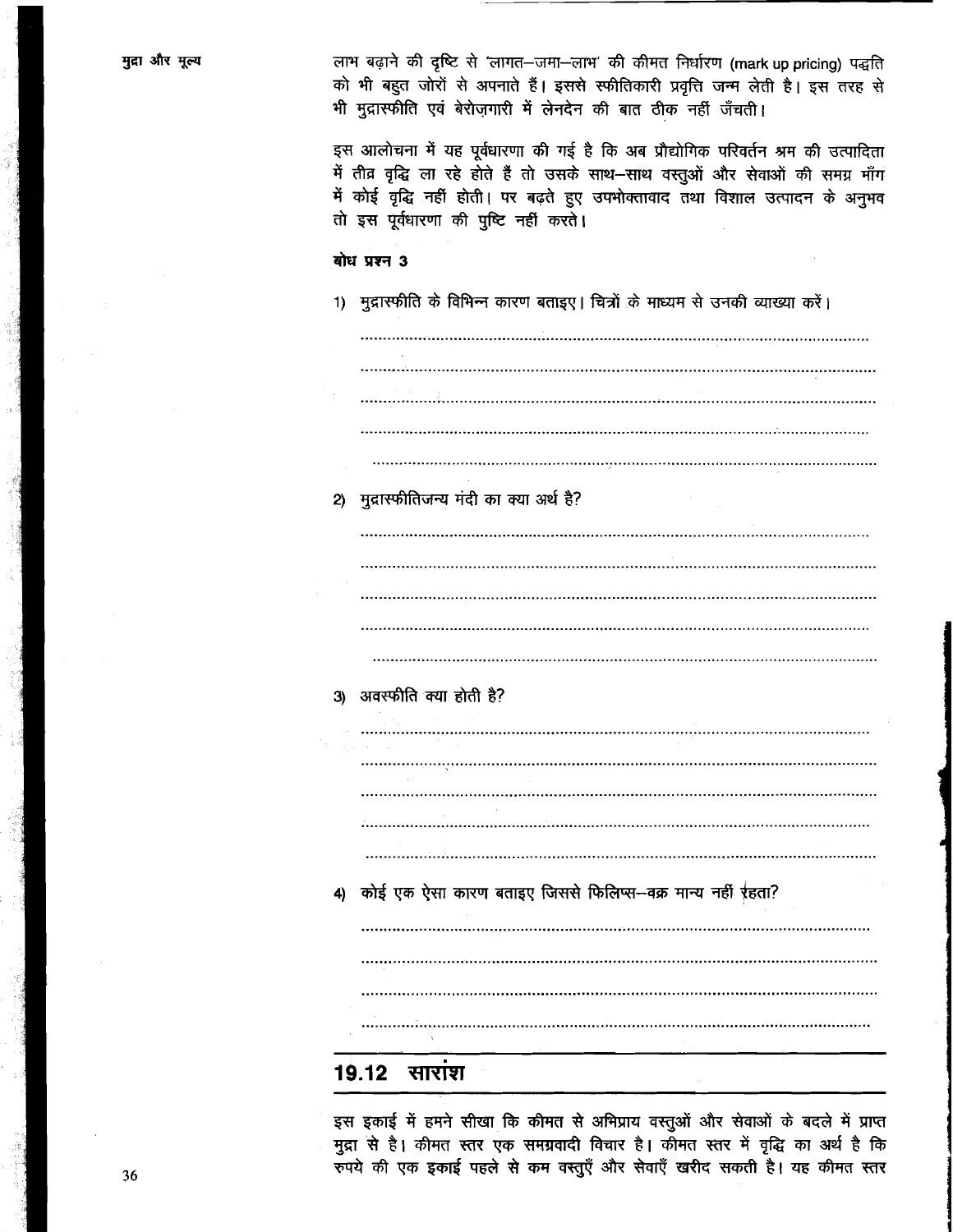लाभ बढ़ाने की दृष्टि से 'लागत–जमा–लाभ' की कीमत निर्धारण (mark up pricing) पद्धति को भी बहुत जोरों से अपनाते हैं। इससे स्फीतिकारी प्रवृत्ति जन्म लेती है। इस तरह से भी मुद्रास्फीति एवं बेरोज़गारी में लेनदेन की बात ठीक नहीं जँचती।

इस आलोचना में यह पूर्वधारणा की गई है कि अब प्रौद्योगिक परिवर्तन श्रम की उत्पादिता में तीव्र वृद्धि ला रहे होते हैं तो उसके साथ–साथ वस्तुओं और सेवाओं की समग्र माँग में कोई वृद्धि नहीं होती। पर बढ़ते हुए उपभोक्तावाद तथा विशाल उत्पादन के अनुभव तो इस पूर्वधारणा की पुष्टि नहीं करते।

**बोध प्रश्न 3**

1) मुद्रास्फीति के विभिन्न कारण बताइए। चित्रों के माध्यम से उनकी व्याख्या करें।

......................................................................................................

......................................................................................................

......................................................................................................

......................................................................................................

......................................................................................................

2) मुद्रास्फीतिजन्य मंदी का क्या अर्थ है?

......................................................................................................

......................................................................................................

......................................................................................................

......................................................................................................

......................................................................................................

3) अवस्फीति क्या होती है?

......................................................................................................

......................................................................................................

......................................................................................................

......................................................................................................

......................................................................................................

4) कोई एक ऐसा कारण बताइए जिससे फिलिप्स–वक्र मान्य नहीं रहता?

......................................................................................................

......................................................................................................

......................................................................................................

......................................................................................................

## 19.12 सारांश

इस इकाई में हमने सीखा कि कीमत से अभिप्राय वस्तुओं और सेवाओं के बदले में प्राप्त मुद्रा से है। कीमत स्तर एक समग्रवादी विचार है। कीमत स्तर में वृद्धि का अर्थ है कि रुपये की एक इकाई पहले से कम वस्तुएँ और सेवाएँ खरीद सकती है। यह कीमत स्तर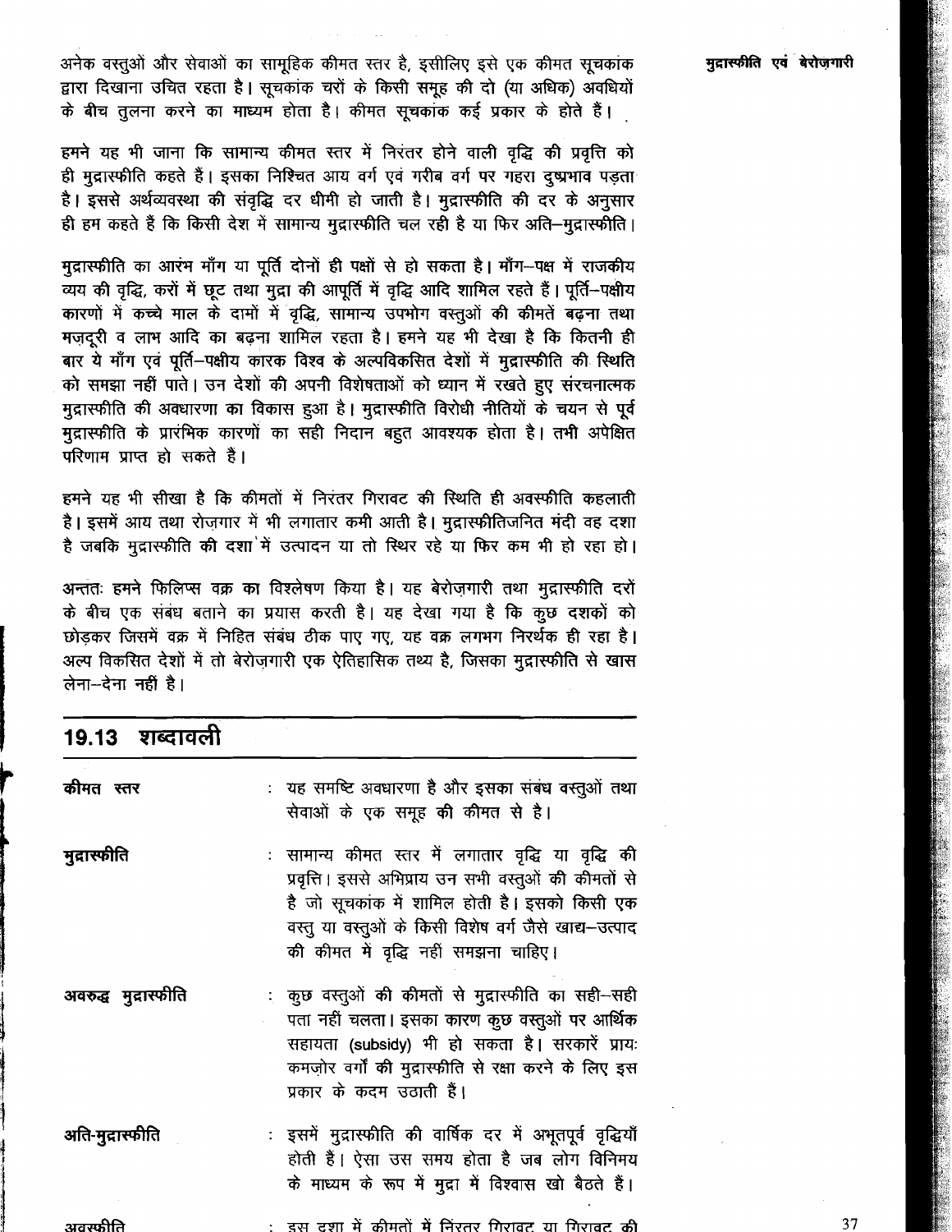अनेक वस्तुओं और सेवाओं का सामूहिक कीमत स्तर है, इसीलिए इसे एक कीमत सूचकांक द्वारा दिखाना उचित रहता है। सूचकांक चरों के किसी समूह की दो (या अधिक) अवधियों के बीच तुलना करने का माध्यम होता है। कीमत सूचकांक कई प्रकार के होते हैं।

हमने यह भी जाना कि सामान्य कीमत स्तर में निरंतर होने वाली वृद्धि की प्रवृत्ति को ही मुद्रास्फीति कहते हैं। इसका निश्चित आय वर्ग एवं गरीब वर्ग पर गहरा दुष्प्रभाव पड़ता है। इससे अर्थव्यवस्था की संवृद्धि दर धीमी हो जाती है। मुद्रास्फीति की दर के अनुसार ही हम कहते हैं कि किसी देश में सामान्य मुद्रास्फीति चल रही है या फिर अति–मुद्रास्फीति।

मुद्रास्फीति का आरंभ माँग या पूर्ति दोनों ही पक्षों से हो सकता है। माँग–पक्ष में राजकीय व्यय की वृद्धि, करों में छूट तथा मुद्रा की आपूर्ति में वृद्धि आदि शामिल रहते हैं। पूर्ति–पक्षीय कारणों में कच्चे माल के दामों में वृद्धि, सामान्य उपभोग वस्तुओं की कीमतें बढ़ना तथा मज़दूरी व लाभ आदि का बढ़ना शामिल रहता है। हमने यह भी देखा है कि कितनी ही बार ये माँग एवं पूर्ति–पक्षीय कारक विश्व के अल्पविकसित देशों में मुद्रास्फीति की स्थिति को समझा नहीं पाते। उन देशों की अपनी विशेषताओं को ध्यान में रखते हुए संरचनात्मक मुद्रास्फीति की अवधारणा का विकास हुआ है। मुद्रास्फीति विरोधी नीतियों के चयन से पूर्व मुद्रास्फीति के प्रारंभिक कारणों का सही निदान बहुत आवश्यक होता है। तभी अपेक्षित परिणाम प्राप्त हो सकते हैं।

हमने यह भी सीखा है कि कीमतों में निरंतर गिरावट की स्थिति ही अवस्फीति कहलाती है। इसमें आय तथा रोज़गार में भी लगातार कमी आती है। मुद्रास्फीतिजनित मंदी वह दशा है जबकि मुद्रास्फीति की दशा में उत्पादन या तो स्थिर रहे या फिर कम भी हो रहा हो।

अन्ततः हमने फिलिप्स वक्र का विश्लेषण किया है। यह बेरोज़गारी तथा मुद्रास्फीति दरों के बीच एक संबंध बताने का प्रयास करती है। यह देखा गया है कि कुछ दशकों को छोड़कर जिसमें वक्र में निहित संबंध ठीक पाए गए, यह वक्र लगभग निरर्थक ही रहा है। अल्प विकसित देशों में तो बेरोज़गारी एक ऐतिहासिक तथ्य है, जिसका मुद्रास्फीति से खास लेना–देना नहीं है।

## 19.13 शब्दावली

**कीमत स्तर** : यह समष्टि अवधारणा है और इसका संबंध वस्तुओं तथा सेवाओं के एक समूह की कीमत से है।

**मुद्रास्फीति** : सामान्य कीमत स्तर में लगातार वृद्धि या वृद्धि की प्रवृत्ति। इससे अभिप्राय उन सभी वस्तुओं की कीमतों से है जो सूचकांक में शामिल होती है। इसको किसी एक वस्तु या वस्तुओं के किसी विशेष वर्ग जैसे खाद्य–उत्पाद की कीमत में वृद्धि नहीं समझना चाहिए।

**अवरुद्ध मुद्रास्फीति** : कुछ वस्तुओं की कीमतों से मुद्रास्फीति का सही–सही पता नहीं चलता। इसका कारण कुछ वस्तुओं पर आर्थिक सहायता (subsidy) भी हो सकता है। सरकारें प्रायः कमज़ोर वर्गों की मुद्रास्फीति से रक्षा करने के लिए इस प्रकार के कदम उठाती हैं।

**अति-मुद्रास्फीति** : इसमें मुद्रास्फीति की वार्षिक दर में अभूतपूर्व वृद्धियाँ होती है। ऐसा उस समय होता है जब लोग विनिमय के माध्यम के रूप में मुद्रा में विश्वास खो बैठते हैं।

**अवस्फीति** : इस दशा में कीमतों में निरंतर गिरावट या गिरावट की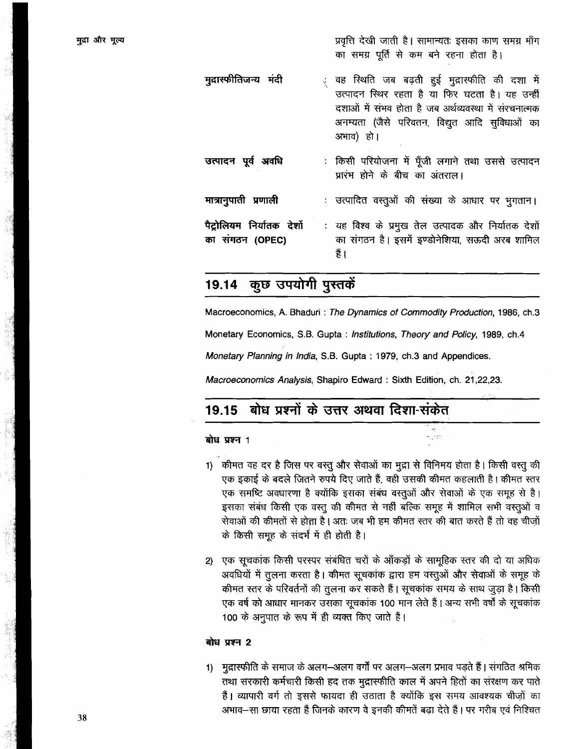प्रवृत्ति देखी जाती है। सामान्यतः इसका काण समग्र माँग का समग्र पूर्ति से कम बने रहना होता है।

**मुद्रास्फीतिजन्य मंदी** : वह स्थिति जब बढ़ती हुई मुद्रास्फीति की दशा में उत्पादन स्थिर रहता है या फिर घटता है। यह उन्हीं दशाओं में संभव होता है जब अर्थव्यवस्था में संरचनात्मक अनम्यता (जैसे परिवतन, विद्युत आदि सुविधाओं का अभाव) हो।

**उत्पादन पूर्व अवधि** : किसी परियोजना में पूँजी लगाने तथा उससे उत्पादन प्रारंभ होने के बीच का अंतराल।

**मात्रानुपाती प्रणाली** : उत्पादित वस्तुओं की संख्या के आधार पर भुगतान।

**पैट्रोलियम निर्यातक देशों का संगठन (OPEC)** : यह विश्व के प्रमुख तेल उत्पादक और निर्यातक देशों का संगठन है। इसमें इण्डोनेशिया, सऊदी अरब शामिल हैं।

## 19.14 कुछ उपयोगी पुस्तकें

Macroeconomics, A. Bhaduri : *The Dynamics of Commodity Production*, 1986, ch.3

Monetary Economics, S.B. Gupta : *Institutions, Theory and Policy*, 1989, ch.4

*Monetary Planning in India*, S.B. Gupta : 1979, ch.3 and Appendices.

*Macroeconomics Analysis*, Shapiro Edward : Sixth Edition, ch. 21,22,23.

## 19.15 बोध प्रश्नों के उत्तर अथवा दिशा-संकेत

**बोध प्रश्न 1**

1) कीमत वह दर है जिस पर वस्तु और सेवाओं का मुद्रा से विनिमय होता है। किसी वस्तु की एक इकाई के बदले जितने रुपये दिए जाते हैं, वही उसकी कीमत कहलाती है। कीमत स्तर एक समष्टि अवधारणा है क्योंकि इसका संबंध वस्तुओं और सेवाओं के एक समूह से है। इसका संबंध किसी एक वस्तु की कीमत से नहीं बल्कि समूह में शामिल सभी वस्तुओं व सेवाओं की कीमतों से होता है। अतः जब भी हम कीमत स्तर की बात करते हैं तो वह चीज़ों के किसी समूह के संदर्भ में ही होती है।

2) एक सूचकांक किसी परस्पर संबंधित चरों के आँकड़ों के सामूहिक स्तर की दो या अधिक अवधियों में तुलना करता है। कीमत सूचकांक द्वारा हम वस्तुओं और सेवाओं के समूह के कीमत स्तर के परिवर्तनों की तुलना कर सकते हैं। सूचकांक समय के साथ जुड़ा है। किसी एक वर्ष को आधार मानकर उसका सूचकांक 100 मान लेते हैं। अन्य सभी वर्षों के सूचकांक 100 के अनुपात के रूप में ही व्यक्त किए जाते हैं।

**बोध प्रश्न 2**

1) मुद्रास्फीति के समाज के अलग–अलग वर्गों पर अलग–अलग प्रभाव पड़ते हैं। संगठित श्रमिक तथा सरकारी कर्मचारी किसी हद तक मुद्रास्फीति काल में अपने हितों का संरक्षण कर पाते हैं। व्यापारी वर्ग तो इससे फायदा ही उठाता है क्योंकि इस समय आवश्यक चीज़ों का अभाव–सा छाया रहता हैं जिनके कारण वे इनकी कीमतें बढ़ा देते हैं। पर गरीब एवं निश्चित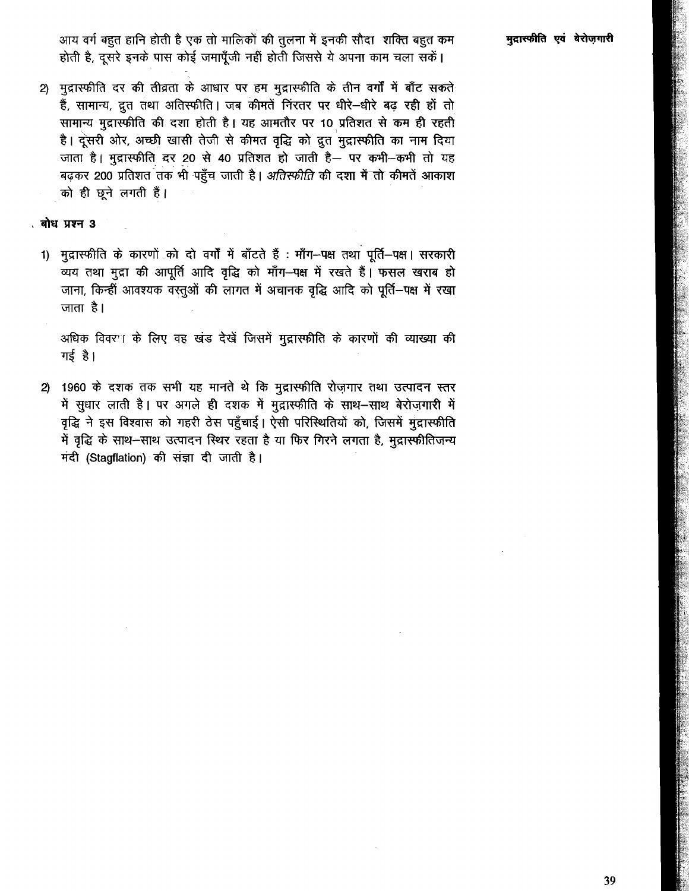आय वर्ग बहुत हानि होती है एक तो मालिकों की तुलना में इनकी सौदा शक्ति बहुत कम होती है, दूसरे इनके पास कोई जमापूँजी नहीं होती जिससे ये अपना काम चला सकें।

2) मुद्रास्फीति दर की तीव्रता के आधार पर हम मुद्रास्फीति के तीन वर्गों में बाँट सकते हैं, सामान्य, द्रुत तथा अतिस्फीति। जब कीमतें निरंतर पर धीरे–धीरे बढ़ रही हों तो सामान्य मुद्रास्फीति की दशा होती है। यह आमतौर पर 10 प्रतिशत से कम ही रहती है। दूसरी ओर, अच्छी खासी तेजी से कीमत वृद्धि को द्रुत मुद्रास्फीति का नाम दिया जाता है। मुद्रास्फीति दर 20 से 40 प्रतिशत हो जाती है– पर कभी–कभी तो यह बढ़कर 200 प्रतिशत तक भी पहुँच जाती है। *अतिस्फीति* की दशा में तो कीमतें आकाश को ही छूने लगती हैं।

**बोध प्रश्न 3**

1) मुद्रास्फीति के कारणों को दो वर्गों में बाँटते हैं : माँग–पक्ष तथा पूर्ति–पक्ष। सरकारी व्यय तथा मुद्रा की आपूर्ति आदि वृद्धि को माँग–पक्ष में रखते हैं। फसल खराब हो जाना, किन्हीं आवश्यक वस्तुओं की लागत में अचानक वृद्धि आदि को पूर्ति–पक्ष में रखा जाता है।

   अधिक विवरण के लिए वह खंड देखें जिसमें मुद्रास्फीति के कारणों की व्याख्या की गई है।

2) 1960 के दशक तक सभी यह मानते थे कि मुद्रास्फीति रोज़गार तथा उत्पादन स्तर में सुधार लाती है। पर अगले ही दशक में मुद्रास्फीति के साथ–साथ बेरोज़गारी में वृद्धि ने इस विश्वास को गहरी ठेस पहुँचाई। ऐसी परिस्थितियों को, जिसमें मुद्रास्फीति में वृद्धि के साथ–साथ उत्पादन स्थिर रहता है या फिर गिरने लगता है, मुद्रास्फीतिजन्य मंदी (Stagflation) की संज्ञा दी जाती है।